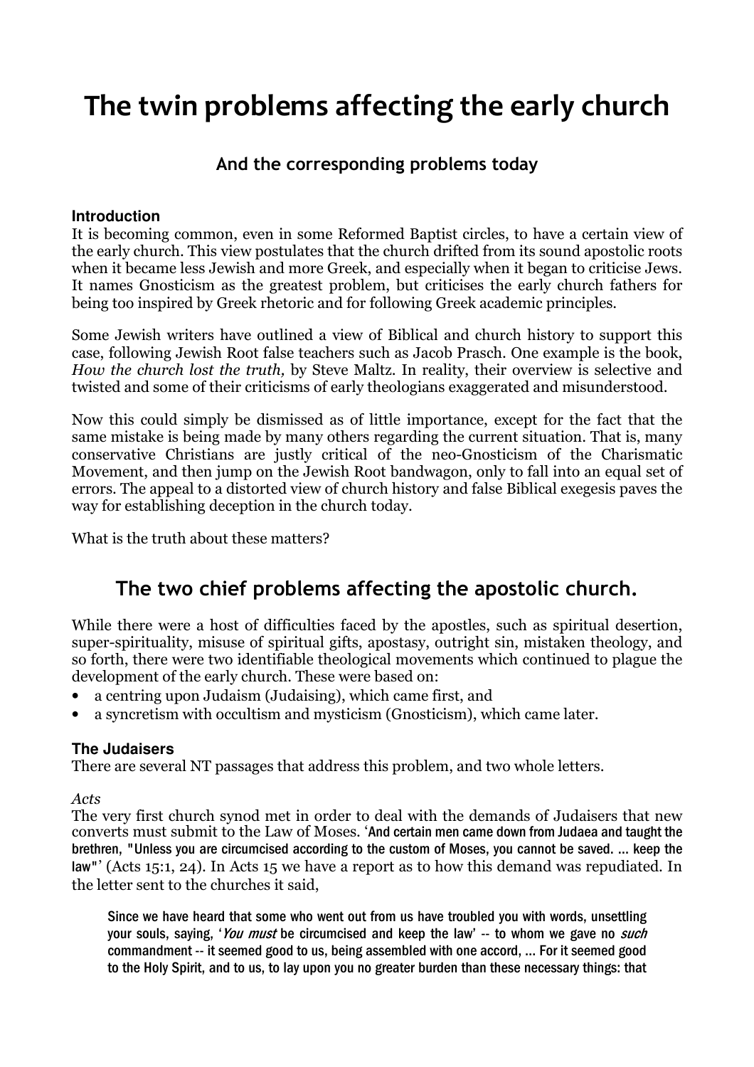# The twin problems affecting the early church

### And the corresponding problems today

**Introduction**

It is becoming common, even in some Reformed Baptist circles, to have a certain view of the early church. This view postulates that the church drifted from its sound apostolic roots when it became less Jewish and more Greek, and especially when it began to criticise Jews. It names Gnosticism as the greatest problem, but criticises the early church fathers for being too inspired by Greek rhetoric and for following Greek academic principles.

Some Jewish writers have outlined a view of Biblical and church history to support this case, following Jewish Root false teachers such as Jacob Prasch. One example is the book, *How the church lost the truth,* by Steve Maltz. In reality, their overview is selective and twisted and some of their criticisms of early theologians exaggerated and misunderstood.

Now this could simply be dismissed as of little importance, except for the fact that the same mistake is being made by many others regarding the current situation. That is, many conservative Christians are justly critical of the neo-Gnosticism of the Charismatic Movement, and then jump on the Jewish Root bandwagon, only to fall into an equal set of errors. The appeal to a distorted view of church history and false Biblical exegesis paves the way for establishing deception in the church today.

What is the truth about these matters?

## The two chief problems affecting the apostolic church.

While there were a host of difficulties faced by the apostles, such as spiritual desertion, super-spirituality, misuse of spiritual gifts, apostasy, outright sin, mistaken theology, and so forth, there were two identifiable theological movements which continued to plague the development of the early church. These were based on:

- a centring upon Judaism (Judaising), which came first, and
- a syncretism with occultism and mysticism (Gnosticism), which came later.

**The Judaisers**

There are several NT passages that address this problem, and two whole letters.

*Acts*

The very first church synod met in order to deal with the demands of Judaisers that new converts must submit to the Law of Moses. 'And certain men came down from Judaea and taught the brethren, "Unless you are circumcised according to the custom of Moses, you cannot be saved. ... keep the law"' (Acts 15:1, 24). In Acts 15 we have a report as to how this demand was repudiated. In the letter sent to the churches it said,

> Since we have heard that some who went out from us have troubled you with words, unsettling your souls, saying, '*You must* be circumcised and keep the law' -- to whom we gave no *such* commandment -- it seemed good to us, being assembled with one accord, ... For it seemed good to the Holy Spirit, and to us, to lay upon you no greater burden than these necessary things: that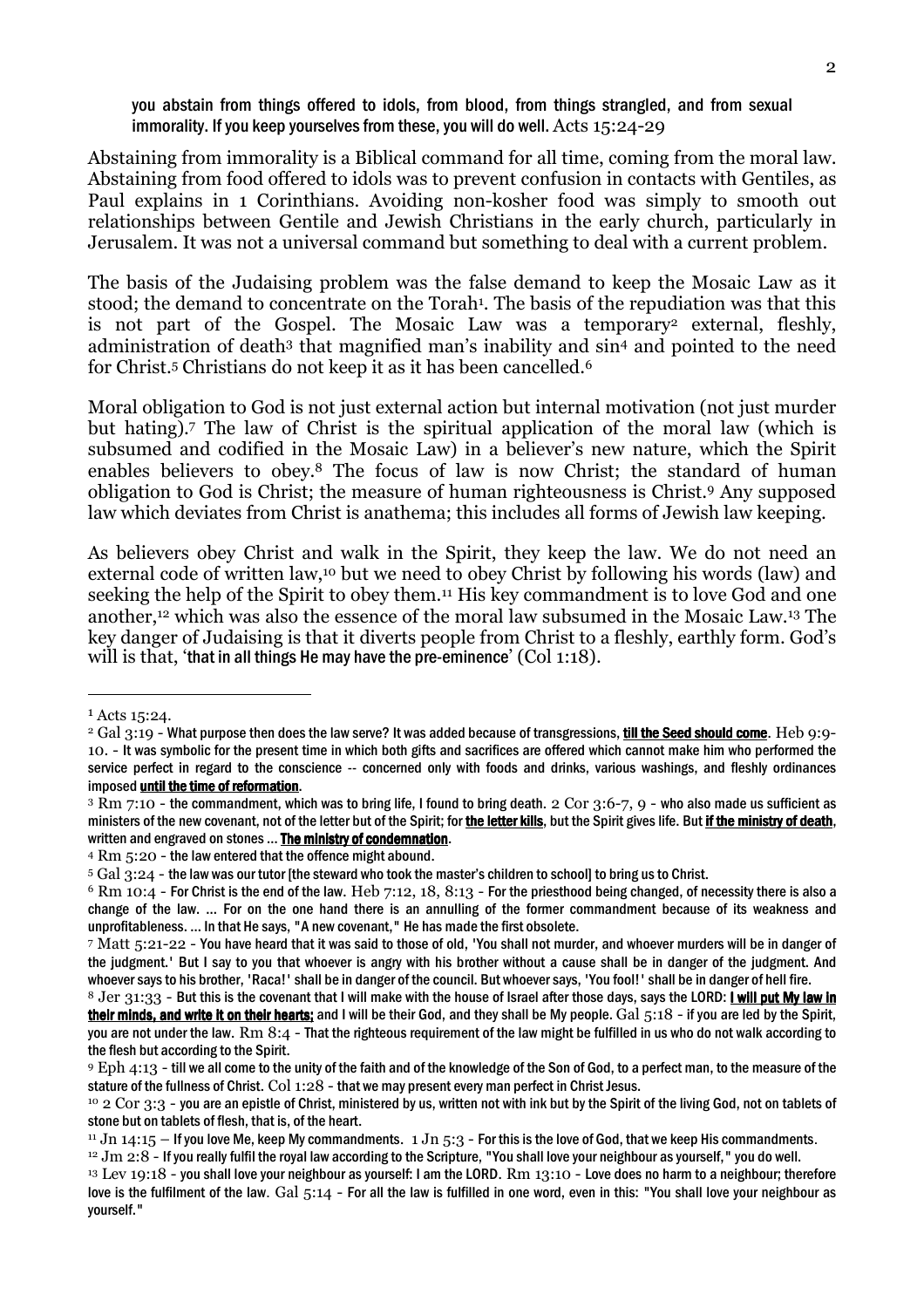you abstain from things offered to idols, from blood, from things strangled, and from sexual immorality. If you keep yourselves from these, you will do well. Acts 15:24-29

Abstaining from immorality is a Biblical command for all time, coming from the moral law. Abstaining from food offered to idols was to prevent confusion in contacts with Gentiles, as Paul explains in 1 Corinthians. Avoiding non-kosher food was simply to smooth out relationships between Gentile and Jewish Christians in the early church, particularly in Jerusalem. It was not a universal command but something to deal with a current problem.

The basis of the Judaising problem was the false demand to keep the Mosaic Law as it stood; the demand to concentrate on the Torah[1]. The basis of the repudiation was that this is not part of the Gospel. The Mosaic Law was a temporary[2] external, fleshly, administration of death[3] that magnified man's inability and sin[4] and pointed to the need for Christ.[5] Christians do not keep it as it has been cancelled.[6]

Moral obligation to God is not just external action but internal motivation (not just murder but hating).[7] The law of Christ is the spiritual application of the moral law (which is subsumed and codified in the Mosaic Law) in a believer's new nature, which the Spirit enables believers to obey.[8] The focus of law is now Christ; the standard of human obligation to God is Christ; the measure of human righteousness is Christ.[9] Any supposed law which deviates from Christ is anathema; this includes all forms of Jewish law keeping.

As believers obey Christ and walk in the Spirit, they keep the law. We do not need an external code of written law,[10] but we need to obey Christ by following his words (law) and seeking the help of the Spirit to obey them.[11] His key commandment is to love God and one another,[12] which was also the essence of the moral law subsumed in the Mosaic Law.[13] The key danger of Judaising is that it diverts people from Christ to a fleshly, earthly form. God's will is that, 'that in all things He may have the pre-eminence' (Col 1:18).

---

[1] Acts 15:24.

[2] Gal 3:19 - What purpose then does the law serve? It was added because of transgressions, **till the Seed should come**. Heb 9:9-10. - It was symbolic for the present time in which both gifts and sacrifices are offered which cannot make him who performed the service perfect in regard to the conscience -- concerned only with foods and drinks, various washings, and fleshly ordinances imposed **until the time of reformation**.

[3] Rm 7:10 - the commandment, which was to bring life, I found to bring death. 2 Cor 3:6-7, 9 - who also made us sufficient as ministers of the new covenant, not of the letter but of the Spirit; for **the letter kills**, but the Spirit gives life. But **if the ministry of death**, written and engraved on stones ... **The ministry of condemnation**.

[4] Rm 5:20 - the law entered that the offence might abound.

[5] Gal 3:24 - the law was our tutor [the steward who took the master's children to school] to bring us to Christ.

[6] Rm 10:4 - For Christ is the end of the law. Heb 7:12, 18, 8:13 - For the priesthood being changed, of necessity there is also a change of the law. ... For on the one hand there is an annulling of the former commandment because of its weakness and unprofitableness. ... In that He says, "A new covenant," He has made the first obsolete.

[7] Matt 5:21-22 - You have heard that it was said to those of old, 'You shall not murder, and whoever murders will be in danger of the judgment.' But I say to you that whoever is angry with his brother without a cause shall be in danger of the judgment. And whoever says to his brother, 'Raca!' shall be in danger of the council. But whoever says, 'You fool!' shall be in danger of hell fire.

[8] Jer 31:33 - But this is the covenant that I will make with the house of Israel after those days, says the LORD: **I will put My law in their minds, and write it on their hearts;** and I will be their God, and they shall be My people. Gal 5:18 - if you are led by the Spirit, you are not under the law. Rm 8:4 - That the righteous requirement of the law might be fulfilled in us who do not walk according to the flesh but according to the Spirit.

[9] Eph 4:13 - till we all come to the unity of the faith and of the knowledge of the Son of God, to a perfect man, to the measure of the stature of the fullness of Christ. Col 1:28 - that we may present every man perfect in Christ Jesus.

[10] 2 Cor 3:3 - you are an epistle of Christ, ministered by us, written not with ink but by the Spirit of the living God, not on tablets of stone but on tablets of flesh, that is, of the heart.

[11] Jn 14:15 – If you love Me, keep My commandments. 1 Jn 5:3 - For this is the love of God, that we keep His commandments.

[12] Jm 2:8 - If you really fulfil the royal law according to the Scripture, "You shall love your neighbour as yourself," you do well.

[13] Lev 19:18 - you shall love your neighbour as yourself: I am the LORD. Rm 13:10 - Love does no harm to a neighbour; therefore love is the fulfilment of the law. Gal 5:14 - For all the law is fulfilled in one word, even in this: "You shall love your neighbour as yourself."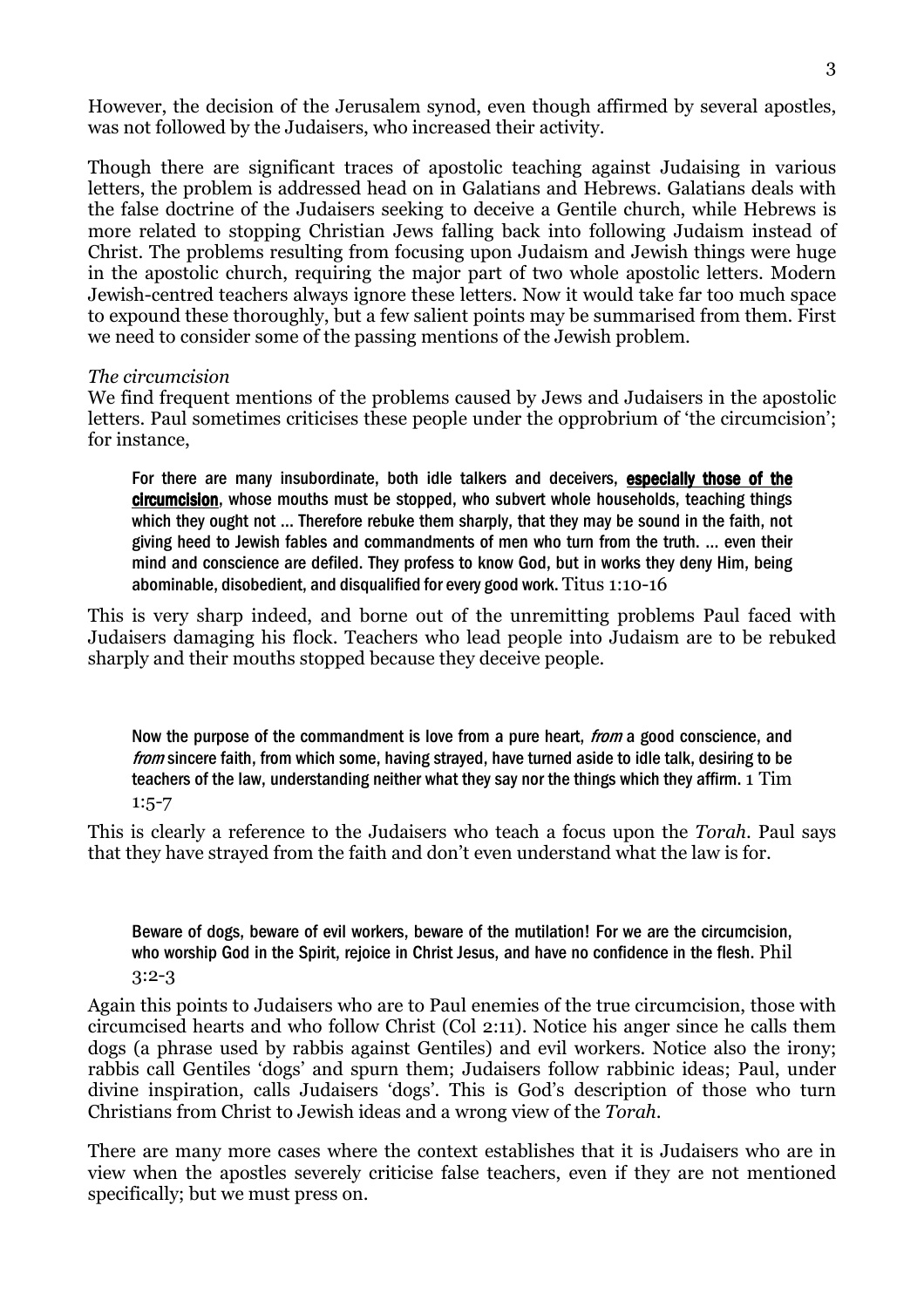However, the decision of the Jerusalem synod, even though affirmed by several apostles, was not followed by the Judaisers, who increased their activity.

Though there are significant traces of apostolic teaching against Judaising in various letters, the problem is addressed head on in Galatians and Hebrews. Galatians deals with the false doctrine of the Judaisers seeking to deceive a Gentile church, while Hebrews is more related to stopping Christian Jews falling back into following Judaism instead of Christ. The problems resulting from focusing upon Judaism and Jewish things were huge in the apostolic church, requiring the major part of two whole apostolic letters. Modern Jewish-centred teachers always ignore these letters. Now it would take far too much space to expound these thoroughly, but a few salient points may be summarised from them. First we need to consider some of the passing mentions of the Jewish problem.

*The circumcision*

We find frequent mentions of the problems caused by Jews and Judaisers in the apostolic letters. Paul sometimes criticises these people under the opprobrium of 'the circumcision'; for instance,

> For there are many insubordinate, both idle talkers and deceivers, **especially those of the circumcision**, whose mouths must be stopped, who subvert whole households, teaching things which they ought not … Therefore rebuke them sharply, that they may be sound in the faith, not giving heed to Jewish fables and commandments of men who turn from the truth. … even their mind and conscience are defiled. They profess to know God, but in works they deny Him, being abominable, disobedient, and disqualified for every good work. Titus 1:10-16

This is very sharp indeed, and borne out of the unremitting problems Paul faced with Judaisers damaging his flock. Teachers who lead people into Judaism are to be rebuked sharply and their mouths stopped because they deceive people.

> Now the purpose of the commandment is love from a pure heart, *from* a good conscience, and *from* sincere faith, from which some, having strayed, have turned aside to idle talk, desiring to be teachers of the law, understanding neither what they say nor the things which they affirm. 1 Tim 1:5-7

This is clearly a reference to the Judaisers who teach a focus upon the *Torah*. Paul says that they have strayed from the faith and don't even understand what the law is for.

> Beware of dogs, beware of evil workers, beware of the mutilation! For we are the circumcision, who worship God in the Spirit, rejoice in Christ Jesus, and have no confidence in the flesh. Phil 3:2-3

Again this points to Judaisers who are to Paul enemies of the true circumcision, those with circumcised hearts and who follow Christ (Col 2:11). Notice his anger since he calls them dogs (a phrase used by rabbis against Gentiles) and evil workers. Notice also the irony; rabbis call Gentiles 'dogs' and spurn them; Judaisers follow rabbinic ideas; Paul, under divine inspiration, calls Judaisers 'dogs'. This is God's description of those who turn Christians from Christ to Jewish ideas and a wrong view of the *Torah*.

There are many more cases where the context establishes that it is Judaisers who are in view when the apostles severely criticise false teachers, even if they are not mentioned specifically; but we must press on.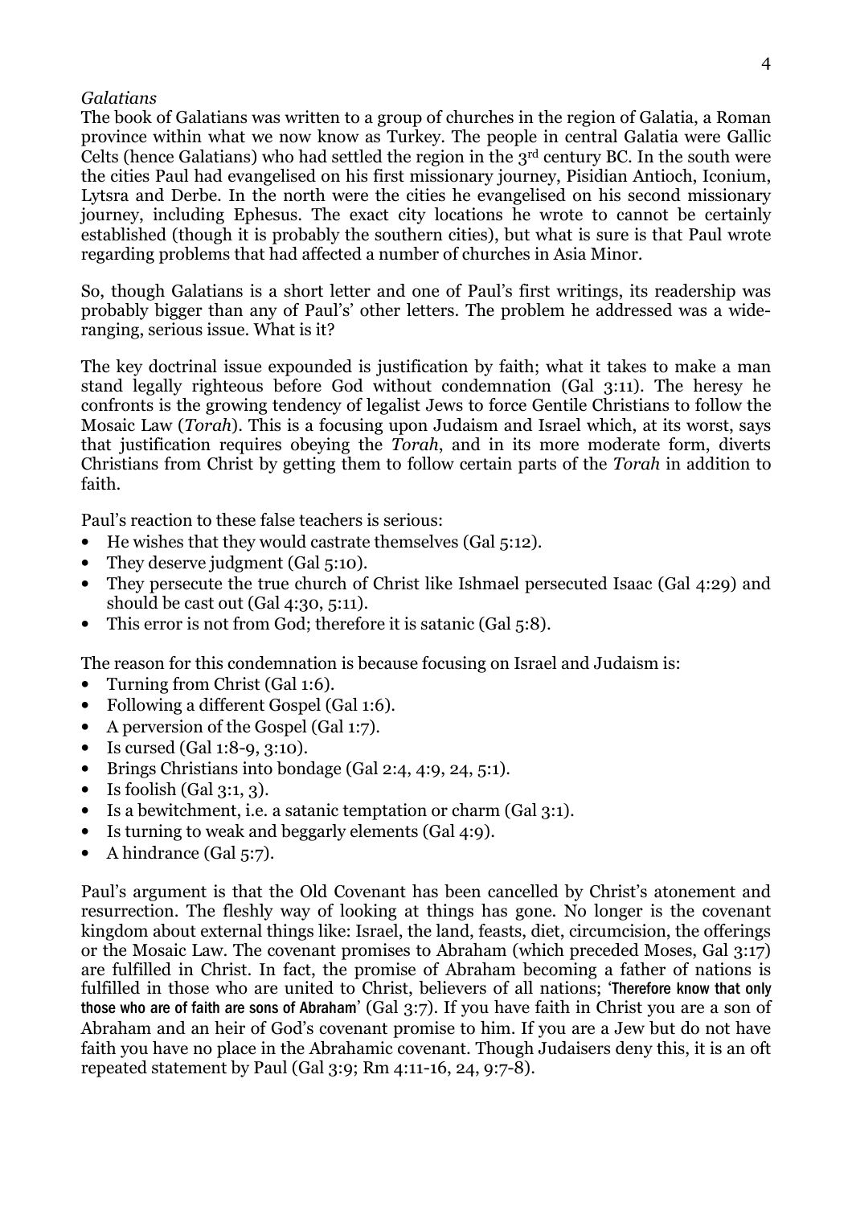*Galatians*

The book of Galatians was written to a group of churches in the region of Galatia, a Roman province within what we now know as Turkey. The people in central Galatia were Gallic Celts (hence Galatians) who had settled the region in the 3rd century BC. In the south were the cities Paul had evangelised on his first missionary journey, Pisidian Antioch, Iconium, Lytsra and Derbe. In the north were the cities he evangelised on his second missionary journey, including Ephesus. The exact city locations he wrote to cannot be certainly established (though it is probably the southern cities), but what is sure is that Paul wrote regarding problems that had affected a number of churches in Asia Minor.

So, though Galatians is a short letter and one of Paul's first writings, its readership was probably bigger than any of Paul's' other letters. The problem he addressed was a wide-ranging, serious issue. What is it?

The key doctrinal issue expounded is justification by faith; what it takes to make a man stand legally righteous before God without condemnation (Gal 3:11). The heresy he confronts is the growing tendency of legalist Jews to force Gentile Christians to follow the Mosaic Law (*Torah*). This is a focusing upon Judaism and Israel which, at its worst, says that justification requires obeying the *Torah*, and in its more moderate form, diverts Christians from Christ by getting them to follow certain parts of the *Torah* in addition to faith.

Paul's reaction to these false teachers is serious:

- He wishes that they would castrate themselves (Gal 5:12).
- They deserve judgment (Gal 5:10).
- They persecute the true church of Christ like Ishmael persecuted Isaac (Gal 4:29) and should be cast out (Gal 4:30, 5:11).
- This error is not from God; therefore it is satanic (Gal 5:8).

The reason for this condemnation is because focusing on Israel and Judaism is:

- Turning from Christ (Gal 1:6).
- Following a different Gospel (Gal 1:6).
- A perversion of the Gospel (Gal 1:7).
- Is cursed (Gal 1:8-9, 3:10).
- Brings Christians into bondage (Gal 2:4, 4:9, 24, 5:1).
- Is foolish (Gal 3:1, 3).
- Is a bewitchment, i.e. a satanic temptation or charm (Gal 3:1).
- Is turning to weak and beggarly elements (Gal 4:9).
- A hindrance (Gal 5:7).

Paul's argument is that the Old Covenant has been cancelled by Christ's atonement and resurrection. The fleshly way of looking at things has gone. No longer is the covenant kingdom about external things like: Israel, the land, feasts, diet, circumcision, the offerings or the Mosaic Law. The covenant promises to Abraham (which preceded Moses, Gal 3:17) are fulfilled in Christ. In fact, the promise of Abraham becoming a father of nations is fulfilled in those who are united to Christ, believers of all nations; 'Therefore know that only those who are of faith are sons of Abraham' (Gal 3:7). If you have faith in Christ you are a son of Abraham and an heir of God's covenant promise to him. If you are a Jew but do not have faith you have no place in the Abrahamic covenant. Though Judaisers deny this, it is an oft repeated statement by Paul (Gal 3:9; Rm 4:11-16, 24, 9:7-8).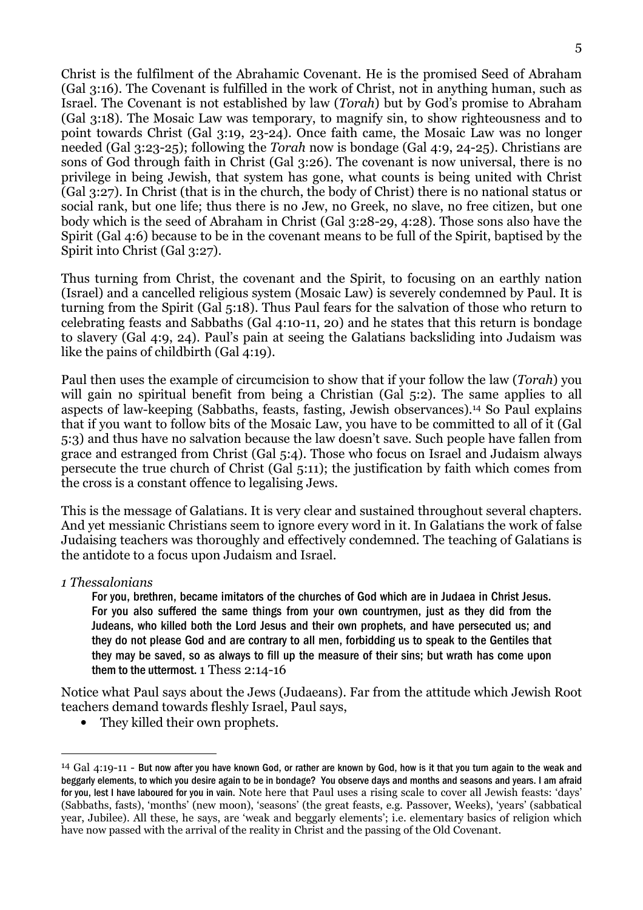Christ is the fulfilment of the Abrahamic Covenant. He is the promised Seed of Abraham (Gal 3:16). The Covenant is fulfilled in the work of Christ, not in anything human, such as Israel. The Covenant is not established by law (*Torah*) but by God's promise to Abraham (Gal 3:18). The Mosaic Law was temporary, to magnify sin, to show righteousness and to point towards Christ (Gal 3:19, 23-24). Once faith came, the Mosaic Law was no longer needed (Gal 3:23-25); following the *Torah* now is bondage (Gal 4:9, 24-25). Christians are sons of God through faith in Christ (Gal 3:26). The covenant is now universal, there is no privilege in being Jewish, that system has gone, what counts is being united with Christ (Gal 3:27). In Christ (that is in the church, the body of Christ) there is no national status or social rank, but one life; thus there is no Jew, no Greek, no slave, no free citizen, but one body which is the seed of Abraham in Christ (Gal 3:28-29, 4:28). Those sons also have the Spirit (Gal 4:6) because to be in the covenant means to be full of the Spirit, baptised by the Spirit into Christ (Gal 3:27).

Thus turning from Christ, the covenant and the Spirit, to focusing on an earthly nation (Israel) and a cancelled religious system (Mosaic Law) is severely condemned by Paul. It is turning from the Spirit (Gal 5:18). Thus Paul fears for the salvation of those who return to celebrating feasts and Sabbaths (Gal 4:10-11, 20) and he states that this return is bondage to slavery (Gal 4:9, 24). Paul's pain at seeing the Galatians backsliding into Judaism was like the pains of childbirth (Gal 4:19).

Paul then uses the example of circumcision to show that if your follow the law (*Torah*) you will gain no spiritual benefit from being a Christian (Gal 5:2). The same applies to all aspects of law-keeping (Sabbaths, feasts, fasting, Jewish observances).[14] So Paul explains that if you want to follow bits of the Mosaic Law, you have to be committed to all of it (Gal 5:3) and thus have no salvation because the law doesn't save. Such people have fallen from grace and estranged from Christ (Gal 5:4). Those who focus on Israel and Judaism always persecute the true church of Christ (Gal 5:11); the justification by faith which comes from the cross is a constant offence to legalising Jews.

This is the message of Galatians. It is very clear and sustained throughout several chapters. And yet messianic Christians seem to ignore every word in it. In Galatians the work of false Judaising teachers was thoroughly and effectively condemned. The teaching of Galatians is the antidote to a focus upon Judaism and Israel.

*1 Thessalonians*

> For you, brethren, became imitators of the churches of God which are in Judaea in Christ Jesus. For you also suffered the same things from your own countrymen, just as they did from the Judeans, who killed both the Lord Jesus and their own prophets, and have persecuted us; and they do not please God and are contrary to all men, forbidding us to speak to the Gentiles that they may be saved, so as always to fill up the measure of their sins; but wrath has come upon them to the uttermost. 1 Thess 2:14-16

Notice what Paul says about the Jews (Judaeans). Far from the attitude which Jewish Root teachers demand towards fleshly Israel, Paul says,

- They killed their own prophets.

---

[14] Gal 4:19-11 - But now after you have known God, or rather are known by God, how is it that you turn again to the weak and beggarly elements, to which you desire again to be in bondage? You observe days and months and seasons and years. I am afraid for you, lest I have laboured for you in vain. Note here that Paul uses a rising scale to cover all Jewish feasts: 'days' (Sabbaths, fasts), 'months' (new moon), 'seasons' (the great feasts, e.g. Passover, Weeks), 'years' (sabbatical year, Jubilee). All these, he says, are 'weak and beggarly elements'; i.e. elementary basics of religion which have now passed with the arrival of the reality in Christ and the passing of the Old Covenant.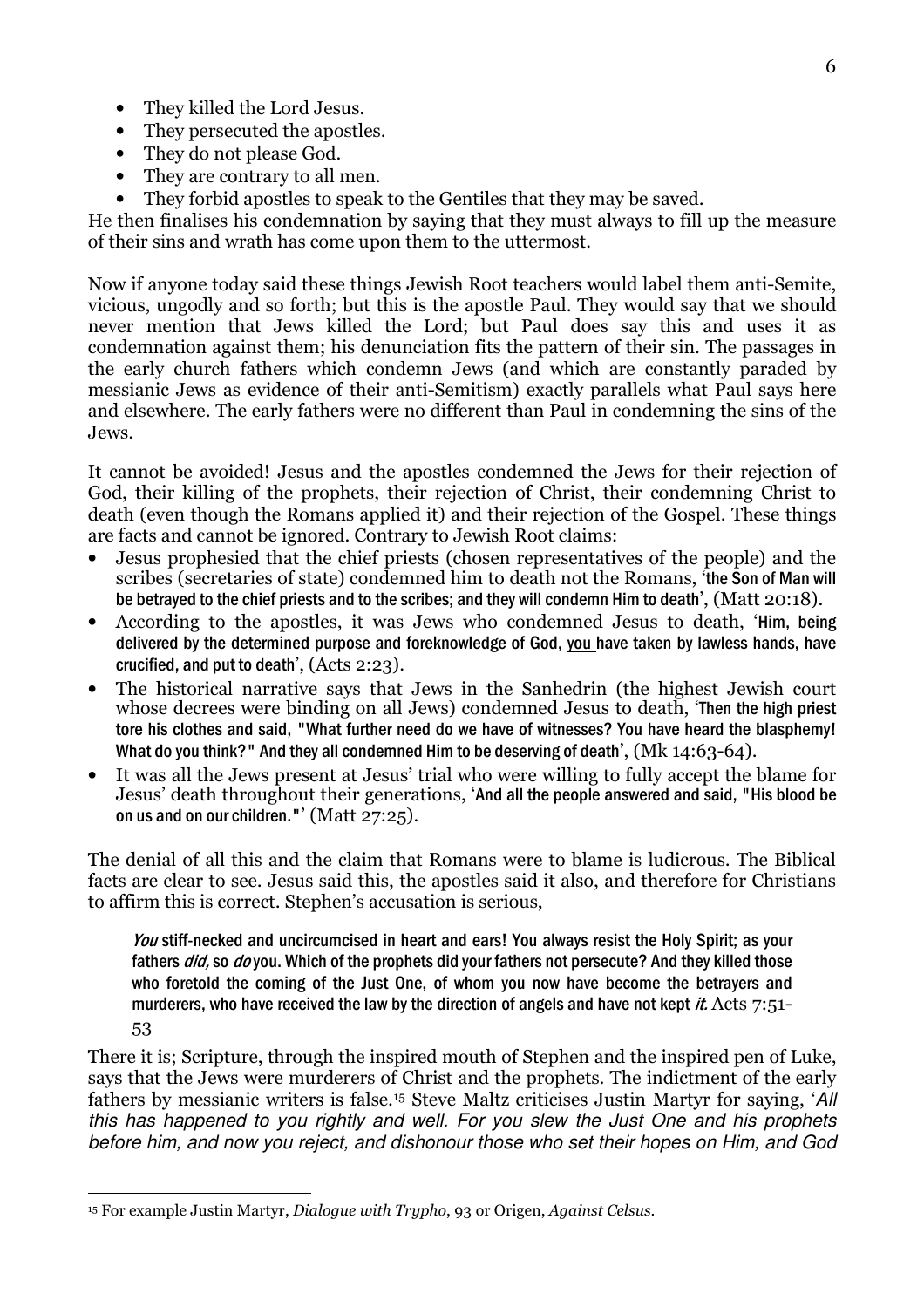- They killed the Lord Jesus.
- They persecuted the apostles.
- They do not please God.
- They are contrary to all men.
- They forbid apostles to speak to the Gentiles that they may be saved.

He then finalises his condemnation by saying that they must always to fill up the measure of their sins and wrath has come upon them to the uttermost.

Now if anyone today said these things Jewish Root teachers would label them anti-Semite, vicious, ungodly and so forth; but this is the apostle Paul. They would say that we should never mention that Jews killed the Lord; but Paul does say this and uses it as condemnation against them; his denunciation fits the pattern of their sin. The passages in the early church fathers which condemn Jews (and which are constantly paraded by messianic Jews as evidence of their anti-Semitism) exactly parallels what Paul says here and elsewhere. The early fathers were no different than Paul in condemning the sins of the Jews.

It cannot be avoided! Jesus and the apostles condemned the Jews for their rejection of God, their killing of the prophets, their rejection of Christ, their condemning Christ to death (even though the Romans applied it) and their rejection of the Gospel. These things are facts and cannot be ignored. Contrary to Jewish Root claims:

- Jesus prophesied that the chief priests (chosen representatives of the people) and the scribes (secretaries of state) condemned him to death not the Romans, 'the Son of Man will be betrayed to the chief priests and to the scribes; and they will condemn Him to death', (Matt 20:18).
- According to the apostles, it was Jews who condemned Jesus to death, 'Him, being delivered by the determined purpose and foreknowledge of God, <u>you</u> have taken by lawless hands, have crucified, and put to death', (Acts 2:23).
- The historical narrative says that Jews in the Sanhedrin (the highest Jewish court whose decrees were binding on all Jews) condemned Jesus to death, 'Then the high priest tore his clothes and said, "What further need do we have of witnesses? You have heard the blasphemy! What do you think?" And they all condemned Him to be deserving of death', (Mk 14:63-64).
- It was all the Jews present at Jesus' trial who were willing to fully accept the blame for Jesus' death throughout their generations, 'And all the people answered and said, "His blood be on us and on our children."' (Matt 27:25).

The denial of all this and the claim that Romans were to blame is ludicrous. The Biblical facts are clear to see. Jesus said this, the apostles said it also, and therefore for Christians to affirm this is correct. Stephen's accusation is serious,

> *You* stiff-necked and uncircumcised in heart and ears! You always resist the Holy Spirit; as your fathers *did,* so *do* you. Which of the prophets did your fathers not persecute? And they killed those who foretold the coming of the Just One, of whom you now have become the betrayers and murderers, who have received the law by the direction of angels and have not kept *it.* Acts 7:51-53

There it is; Scripture, through the inspired mouth of Stephen and the inspired pen of Luke, says that the Jews were murderers of Christ and the prophets. The indictment of the early fathers by messianic writers is false.[15] Steve Maltz criticises Justin Martyr for saying, '*All this has happened to you rightly and well. For you slew the Just One and his prophets before him, and now you reject, and dishonour those who set their hopes on Him, and God*

---

[15] For example Justin Martyr, *Dialogue with Trypho*, 93 or Origen, *Against Celsus*.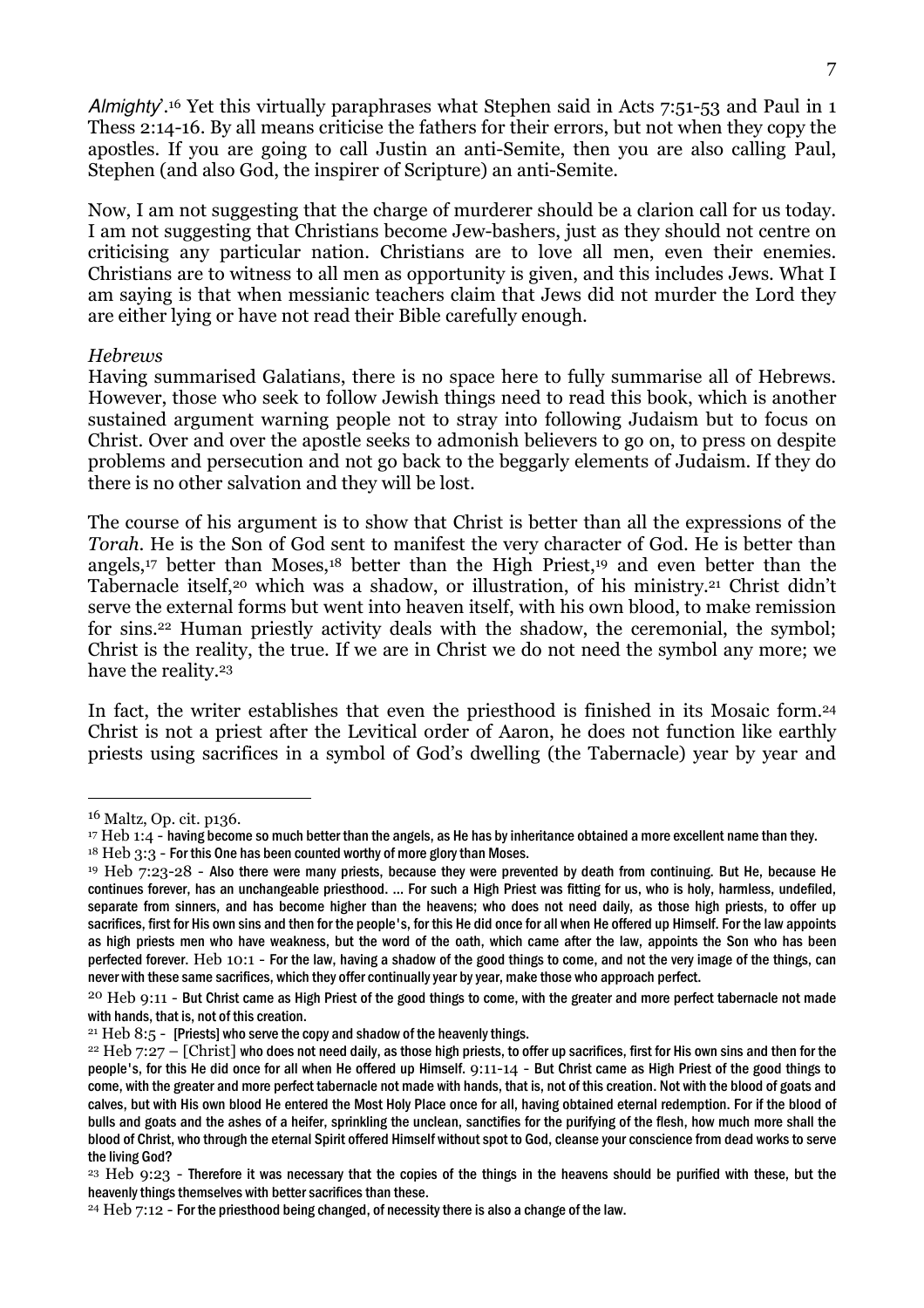*Almighty*'.[16] Yet this virtually paraphrases what Stephen said in Acts 7:51-53 and Paul in 1 Thess 2:14-16. By all means criticise the fathers for their errors, but not when they copy the apostles. If you are going to call Justin an anti-Semite, then you are also calling Paul, Stephen (and also God, the inspirer of Scripture) an anti-Semite.

Now, I am not suggesting that the charge of murderer should be a clarion call for us today. I am not suggesting that Christians become Jew-bashers, just as they should not centre on criticising any particular nation. Christians are to love all men, even their enemies. Christians are to witness to all men as opportunity is given, and this includes Jews. What I am saying is that when messianic teachers claim that Jews did not murder the Lord they are either lying or have not read their Bible carefully enough.

*Hebrews*

Having summarised Galatians, there is no space here to fully summarise all of Hebrews. However, those who seek to follow Jewish things need to read this book, which is another sustained argument warning people not to stray into following Judaism but to focus on Christ. Over and over the apostle seeks to admonish believers to go on, to press on despite problems and persecution and not go back to the beggarly elements of Judaism. If they do there is no other salvation and they will be lost.

The course of his argument is to show that Christ is better than all the expressions of the *Torah*. He is the Son of God sent to manifest the very character of God. He is better than angels,[17] better than Moses,[18] better than the High Priest,[19] and even better than the Tabernacle itself,[20] which was a shadow, or illustration, of his ministry.[21] Christ didn't serve the external forms but went into heaven itself, with his own blood, to make remission for sins.[22] Human priestly activity deals with the shadow, the ceremonial, the symbol; Christ is the reality, the true. If we are in Christ we do not need the symbol any more; we have the reality.[23]

In fact, the writer establishes that even the priesthood is finished in its Mosaic form.[24] Christ is not a priest after the Levitical order of Aaron, he does not function like earthly priests using sacrifices in a symbol of God's dwelling (the Tabernacle) year by year and

---

[16] Maltz, Op. cit. p136.

[17] Heb 1:4 - having become so much better than the angels, as He has by inheritance obtained a more excellent name than they.

[18] Heb 3:3 - For this One has been counted worthy of more glory than Moses.

[19] Heb 7:23-28 - Also there were many priests, because they were prevented by death from continuing. But He, because He continues forever, has an unchangeable priesthood. … For such a High Priest was fitting for us, who is holy, harmless, undefiled, separate from sinners, and has become higher than the heavens; who does not need daily, as those high priests, to offer up sacrifices, first for His own sins and then for the people's, for this He did once for all when He offered up Himself. For the law appoints as high priests men who have weakness, but the word of the oath, which came after the law, appoints the Son who has been perfected forever. Heb 10:1 - For the law, having a shadow of the good things to come, and not the very image of the things, can never with these same sacrifices, which they offer continually year by year, make those who approach perfect.

[20] Heb 9:11 - But Christ came as High Priest of the good things to come, with the greater and more perfect tabernacle not made with hands, that is, not of this creation.

[21] Heb 8:5 - [Priests] who serve the copy and shadow of the heavenly things.

[22] Heb 7:27 – [Christ] who does not need daily, as those high priests, to offer up sacrifices, first for His own sins and then for the people's, for this He did once for all when He offered up Himself. 9:11-14 - But Christ came as High Priest of the good things to come, with the greater and more perfect tabernacle not made with hands, that is, not of this creation. Not with the blood of goats and calves, but with His own blood He entered the Most Holy Place once for all, having obtained eternal redemption. For if the blood of bulls and goats and the ashes of a heifer, sprinkling the unclean, sanctifies for the purifying of the flesh, how much more shall the blood of Christ, who through the eternal Spirit offered Himself without spot to God, cleanse your conscience from dead works to serve the living God?

[23] Heb 9:23 - Therefore it was necessary that the copies of the things in the heavens should be purified with these, but the heavenly things themselves with better sacrifices than these.

[24] Heb 7:12 - For the priesthood being changed, of necessity there is also a change of the law.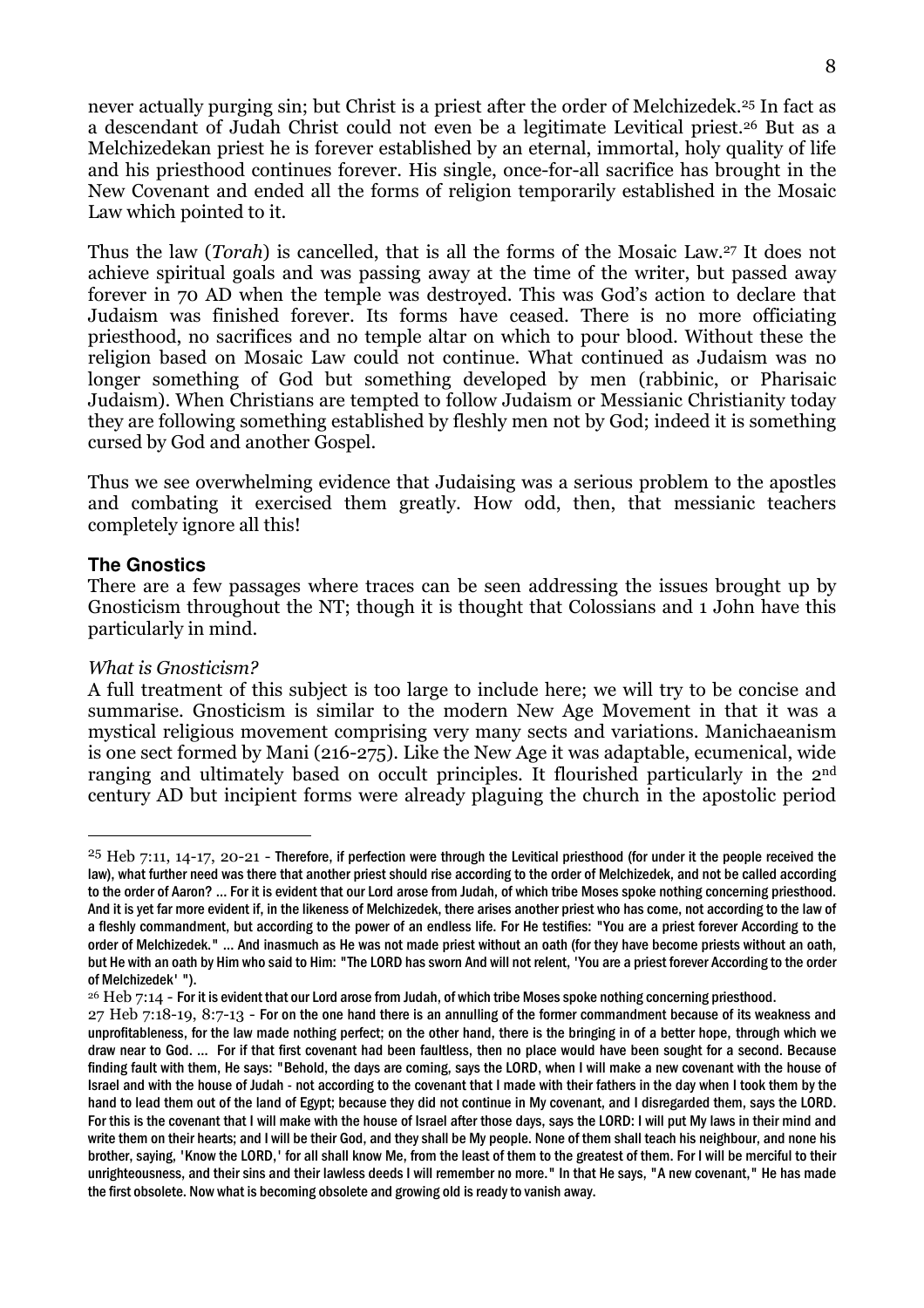never actually purging sin; but Christ is a priest after the order of Melchizedek.[25] In fact as a descendant of Judah Christ could not even be a legitimate Levitical priest.[26] But as a Melchizedekan priest he is forever established by an eternal, immortal, holy quality of life and his priesthood continues forever. His single, once-for-all sacrifice has brought in the New Covenant and ended all the forms of religion temporarily established in the Mosaic Law which pointed to it.

Thus the law (*Torah*) is cancelled, that is all the forms of the Mosaic Law.[27] It does not achieve spiritual goals and was passing away at the time of the writer, but passed away forever in 70 AD when the temple was destroyed. This was God's action to declare that Judaism was finished forever. Its forms have ceased. There is no more officiating priesthood, no sacrifices and no temple altar on which to pour blood. Without these the religion based on Mosaic Law could not continue. What continued as Judaism was no longer something of God but something developed by men (rabbinic, or Pharisaic Judaism). When Christians are tempted to follow Judaism or Messianic Christianity today they are following something established by fleshly men not by God; indeed it is something cursed by God and another Gospel.

Thus we see overwhelming evidence that Judaising was a serious problem to the apostles and combating it exercised them greatly. How odd, then, that messianic teachers completely ignore all this!

### The Gnostics

There are a few passages where traces can be seen addressing the issues brought up by Gnosticism throughout the NT; though it is thought that Colossians and 1 John have this particularly in mind.

*What is Gnosticism?*

A full treatment of this subject is too large to include here; we will try to be concise and summarise. Gnosticism is similar to the modern New Age Movement in that it was a mystical religious movement comprising very many sects and variations. Manichaeanism is one sect formed by Mani (216-275). Like the New Age it was adaptable, ecumenical, wide ranging and ultimately based on occult principles. It flourished particularly in the 2nd century AD but incipient forms were already plaguing the church in the apostolic period

---

[25] Heb 7:11, 14-17, 20-21 - Therefore, if perfection were through the Levitical priesthood (for under it the people received the law), what further need was there that another priest should rise according to the order of Melchizedek, and not be called according to the order of Aaron? ... For it is evident that our Lord arose from Judah, of which tribe Moses spoke nothing concerning priesthood. And it is yet far more evident if, in the likeness of Melchizedek, there arises another priest who has come, not according to the law of a fleshly commandment, but according to the power of an endless life. For He testifies: "You are a priest forever According to the order of Melchizedek." ... And inasmuch as He was not made priest without an oath (for they have become priests without an oath, but He with an oath by Him who said to Him: "The LORD has sworn And will not relent, 'You are a priest forever According to the order of Melchizedek' ").

[26] Heb 7:14 - For it is evident that our Lord arose from Judah, of which tribe Moses spoke nothing concerning priesthood.

[27] Heb 7:18-19, 8:7-13 - For on the one hand there is an annulling of the former commandment because of its weakness and unprofitableness, for the law made nothing perfect; on the other hand, there is the bringing in of a better hope, through which we draw near to God. ... For if that first covenant had been faultless, then no place would have been sought for a second. Because finding fault with them, He says: "Behold, the days are coming, says the LORD, when I will make a new covenant with the house of Israel and with the house of Judah - not according to the covenant that I made with their fathers in the day when I took them by the hand to lead them out of the land of Egypt; because they did not continue in My covenant, and I disregarded them, says the LORD. For this is the covenant that I will make with the house of Israel after those days, says the LORD: I will put My laws in their mind and write them on their hearts; and I will be their God, and they shall be My people. None of them shall teach his neighbour, and none his brother, saying, 'Know the LORD,' for all shall know Me, from the least of them to the greatest of them. For I will be merciful to their unrighteousness, and their sins and their lawless deeds I will remember no more." In that He says, "A new covenant," He has made the first obsolete. Now what is becoming obsolete and growing old is ready to vanish away.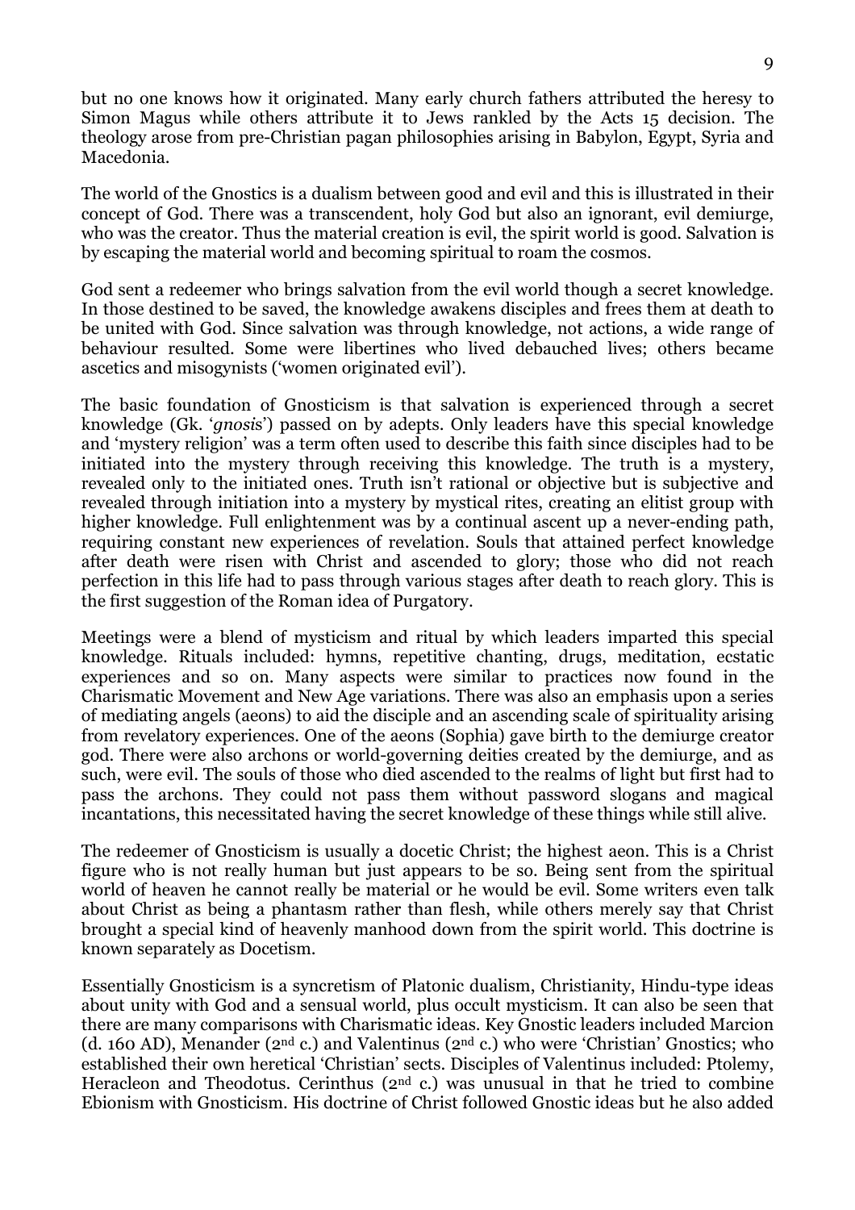but no one knows how it originated. Many early church fathers attributed the heresy to Simon Magus while others attribute it to Jews rankled by the Acts 15 decision. The theology arose from pre-Christian pagan philosophies arising in Babylon, Egypt, Syria and Macedonia.

The world of the Gnostics is a dualism between good and evil and this is illustrated in their concept of God. There was a transcendent, holy God but also an ignorant, evil demiurge, who was the creator. Thus the material creation is evil, the spirit world is good. Salvation is by escaping the material world and becoming spiritual to roam the cosmos.

God sent a redeemer who brings salvation from the evil world though a secret knowledge. In those destined to be saved, the knowledge awakens disciples and frees them at death to be united with God. Since salvation was through knowledge, not actions, a wide range of behaviour resulted. Some were libertines who lived debauched lives; others became ascetics and misogynists ('women originated evil').

The basic foundation of Gnosticism is that salvation is experienced through a secret knowledge (Gk. '*gnosis*') passed on by adepts. Only leaders have this special knowledge and 'mystery religion' was a term often used to describe this faith since disciples had to be initiated into the mystery through receiving this knowledge. The truth is a mystery, revealed only to the initiated ones. Truth isn't rational or objective but is subjective and revealed through initiation into a mystery by mystical rites, creating an elitist group with higher knowledge. Full enlightenment was by a continual ascent up a never-ending path, requiring constant new experiences of revelation. Souls that attained perfect knowledge after death were risen with Christ and ascended to glory; those who did not reach perfection in this life had to pass through various stages after death to reach glory. This is the first suggestion of the Roman idea of Purgatory.

Meetings were a blend of mysticism and ritual by which leaders imparted this special knowledge. Rituals included: hymns, repetitive chanting, drugs, meditation, ecstatic experiences and so on. Many aspects were similar to practices now found in the Charismatic Movement and New Age variations. There was also an emphasis upon a series of mediating angels (aeons) to aid the disciple and an ascending scale of spirituality arising from revelatory experiences. One of the aeons (Sophia) gave birth to the demiurge creator god. There were also archons or world-governing deities created by the demiurge, and as such, were evil. The souls of those who died ascended to the realms of light but first had to pass the archons. They could not pass them without password slogans and magical incantations, this necessitated having the secret knowledge of these things while still alive.

The redeemer of Gnosticism is usually a docetic Christ; the highest aeon. This is a Christ figure who is not really human but just appears to be so. Being sent from the spiritual world of heaven he cannot really be material or he would be evil. Some writers even talk about Christ as being a phantasm rather than flesh, while others merely say that Christ brought a special kind of heavenly manhood down from the spirit world. This doctrine is known separately as Docetism.

Essentially Gnosticism is a syncretism of Platonic dualism, Christianity, Hindu-type ideas about unity with God and a sensual world, plus occult mysticism. It can also be seen that there are many comparisons with Charismatic ideas. Key Gnostic leaders included Marcion (d. 160 AD), Menander (2nd c.) and Valentinus (2nd c.) who were 'Christian' Gnostics; who established their own heretical 'Christian' sects. Disciples of Valentinus included: Ptolemy, Heracleon and Theodotus. Cerinthus (2nd c.) was unusual in that he tried to combine Ebionism with Gnosticism. His doctrine of Christ followed Gnostic ideas but he also added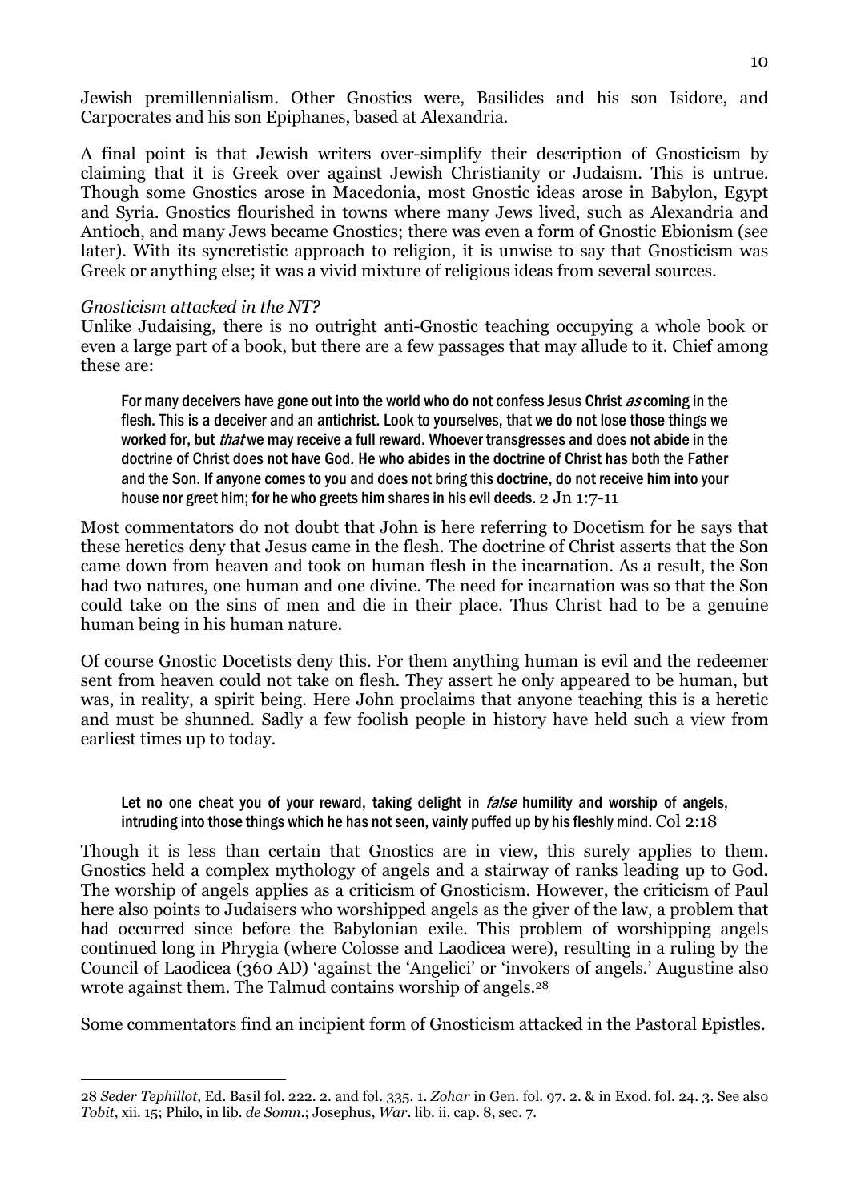Jewish premillennialism. Other Gnostics were, Basilides and his son Isidore, and Carpocrates and his son Epiphanes, based at Alexandria.

A final point is that Jewish writers over-simplify their description of Gnosticism by claiming that it is Greek over against Jewish Christianity or Judaism. This is untrue. Though some Gnostics arose in Macedonia, most Gnostic ideas arose in Babylon, Egypt and Syria. Gnostics flourished in towns where many Jews lived, such as Alexandria and Antioch, and many Jews became Gnostics; there was even a form of Gnostic Ebionism (see later). With its syncretistic approach to religion, it is unwise to say that Gnosticism was Greek or anything else; it was a vivid mixture of religious ideas from several sources.

*Gnosticism attacked in the NT?*

Unlike Judaising, there is no outright anti-Gnostic teaching occupying a whole book or even a large part of a book, but there are a few passages that may allude to it. Chief among these are:

> For many deceivers have gone out into the world who do not confess Jesus Christ *as* coming in the flesh. This is a deceiver and an antichrist. Look to yourselves, that we do not lose those things we worked for, but *that* we may receive a full reward. Whoever transgresses and does not abide in the doctrine of Christ does not have God. He who abides in the doctrine of Christ has both the Father and the Son. If anyone comes to you and does not bring this doctrine, do not receive him into your house nor greet him; for he who greets him shares in his evil deeds. 2 Jn 1:7-11

Most commentators do not doubt that John is here referring to Docetism for he says that these heretics deny that Jesus came in the flesh. The doctrine of Christ asserts that the Son came down from heaven and took on human flesh in the incarnation. As a result, the Son had two natures, one human and one divine. The need for incarnation was so that the Son could take on the sins of men and die in their place. Thus Christ had to be a genuine human being in his human nature.

Of course Gnostic Docetists deny this. For them anything human is evil and the redeemer sent from heaven could not take on flesh. They assert he only appeared to be human, but was, in reality, a spirit being. Here John proclaims that anyone teaching this is a heretic and must be shunned. Sadly a few foolish people in history have held such a view from earliest times up to today.

> Let no one cheat you of your reward, taking delight in *false* humility and worship of angels, intruding into those things which he has not seen, vainly puffed up by his fleshly mind. Col 2:18

Though it is less than certain that Gnostics are in view, this surely applies to them. Gnostics held a complex mythology of angels and a stairway of ranks leading up to God. The worship of angels applies as a criticism of Gnosticism. However, the criticism of Paul here also points to Judaisers who worshipped angels as the giver of the law, a problem that had occurred since before the Babylonian exile. This problem of worshipping angels continued long in Phrygia (where Colosse and Laodicea were), resulting in a ruling by the Council of Laodicea (360 AD) 'against the 'Angelici' or 'invokers of angels.' Augustine also wrote against them. The Talmud contains worship of angels.[28]

Some commentators find an incipient form of Gnosticism attacked in the Pastoral Epistles.

---

28 *Seder Tephillot*, Ed. Basil fol. 222. 2. and fol. 335. 1. *Zohar* in Gen. fol. 97. 2. & in Exod. fol. 24. 3. See also *Tobit*, xii. 15; Philo, in lib. *de Somn*.; Josephus, *War*. lib. ii. cap. 8, sec. 7.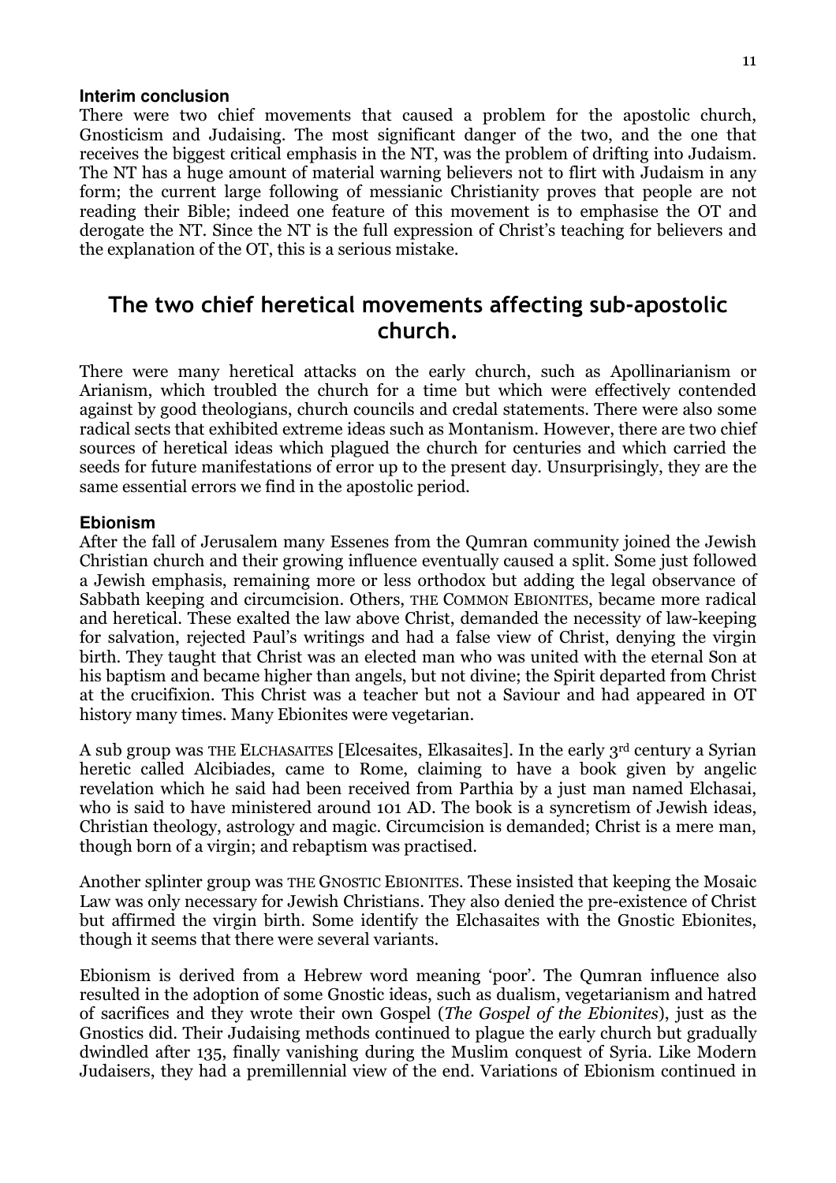### Interim conclusion

There were two chief movements that caused a problem for the apostolic church, Gnosticism and Judaising. The most significant danger of the two, and the one that receives the biggest critical emphasis in the NT, was the problem of drifting into Judaism. The NT has a huge amount of material warning believers not to flirt with Judaism in any form; the current large following of messianic Christianity proves that people are not reading their Bible; indeed one feature of this movement is to emphasise the OT and derogate the NT. Since the NT is the full expression of Christ's teaching for believers and the explanation of the OT, this is a serious mistake.

## The two chief heretical movements affecting sub-apostolic church.

There were many heretical attacks on the early church, such as Apollinarianism or Arianism, which troubled the church for a time but which were effectively contended against by good theologians, church councils and credal statements. There were also some radical sects that exhibited extreme ideas such as Montanism. However, there are two chief sources of heretical ideas which plagued the church for centuries and which carried the seeds for future manifestations of error up to the present day. Unsurprisingly, they are the same essential errors we find in the apostolic period.

### Ebionism

After the fall of Jerusalem many Essenes from the Qumran community joined the Jewish Christian church and their growing influence eventually caused a split. Some just followed a Jewish emphasis, remaining more or less orthodox but adding the legal observance of Sabbath keeping and circumcision. Others, THE COMMON EBIONITES, became more radical and heretical. These exalted the law above Christ, demanded the necessity of law-keeping for salvation, rejected Paul's writings and had a false view of Christ, denying the virgin birth. They taught that Christ was an elected man who was united with the eternal Son at his baptism and became higher than angels, but not divine; the Spirit departed from Christ at the crucifixion. This Christ was a teacher but not a Saviour and had appeared in OT history many times. Many Ebionites were vegetarian.

A sub group was THE ELCHASAITES [Elcesaites, Elkasaites]. In the early 3rd century a Syrian heretic called Alcibiades, came to Rome, claiming to have a book given by angelic revelation which he said had been received from Parthia by a just man named Elchasai, who is said to have ministered around 101 AD. The book is a syncretism of Jewish ideas, Christian theology, astrology and magic. Circumcision is demanded; Christ is a mere man, though born of a virgin; and rebaptism was practised.

Another splinter group was THE GNOSTIC EBIONITES. These insisted that keeping the Mosaic Law was only necessary for Jewish Christians. They also denied the pre-existence of Christ but affirmed the virgin birth. Some identify the Elchasaites with the Gnostic Ebionites, though it seems that there were several variants.

Ebionism is derived from a Hebrew word meaning 'poor'. The Qumran influence also resulted in the adoption of some Gnostic ideas, such as dualism, vegetarianism and hatred of sacrifices and they wrote their own Gospel (*The Gospel of the Ebionites*), just as the Gnostics did. Their Judaising methods continued to plague the early church but gradually dwindled after 135, finally vanishing during the Muslim conquest of Syria. Like Modern Judaisers, they had a premillennial view of the end. Variations of Ebionism continued in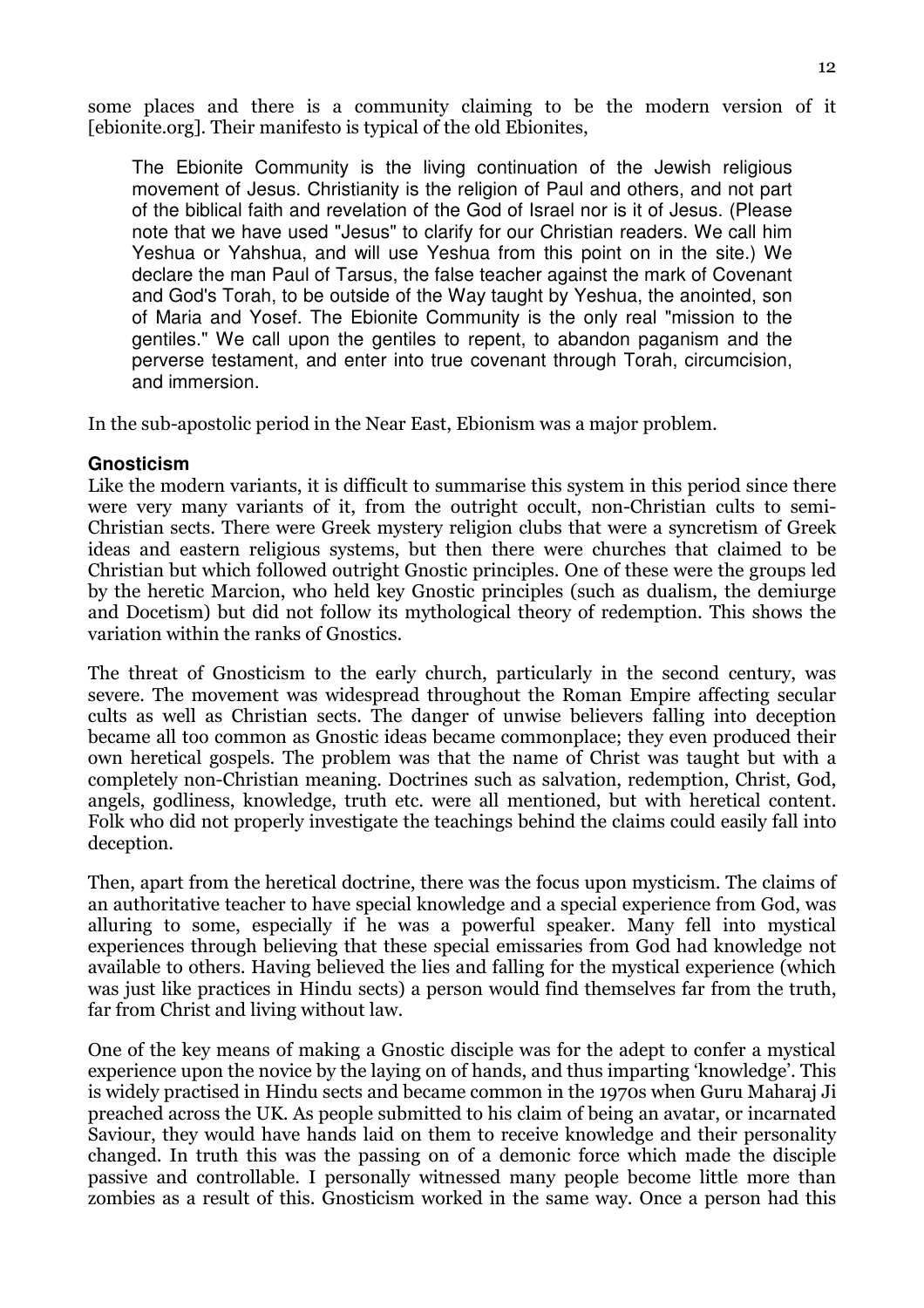some places and there is a community claiming to be the modern version of it [ebionite.org]. Their manifesto is typical of the old Ebionites,

> The Ebionite Community is the living continuation of the Jewish religious movement of Jesus. Christianity is the religion of Paul and others, and not part of the biblical faith and revelation of the God of Israel nor is it of Jesus. (Please note that we have used "Jesus" to clarify for our Christian readers. We call him Yeshua or Yahshua, and will use Yeshua from this point on in the site.) We declare the man Paul of Tarsus, the false teacher against the mark of Covenant and God's Torah, to be outside of the Way taught by Yeshua, the anointed, son of Maria and Yosef. The Ebionite Community is the only real "mission to the gentiles." We call upon the gentiles to repent, to abandon paganism and the perverse testament, and enter into true covenant through Torah, circumcision, and immersion.

In the sub-apostolic period in the Near East, Ebionism was a major problem.

### Gnosticism

Like the modern variants, it is difficult to summarise this system in this period since there were very many variants of it, from the outright occult, non-Christian cults to semi-Christian sects. There were Greek mystery religion clubs that were a syncretism of Greek ideas and eastern religious systems, but then there were churches that claimed to be Christian but which followed outright Gnostic principles. One of these were the groups led by the heretic Marcion, who held key Gnostic principles (such as dualism, the demiurge and Docetism) but did not follow its mythological theory of redemption. This shows the variation within the ranks of Gnostics.

The threat of Gnosticism to the early church, particularly in the second century, was severe. The movement was widespread throughout the Roman Empire affecting secular cults as well as Christian sects. The danger of unwise believers falling into deception became all too common as Gnostic ideas became commonplace; they even produced their own heretical gospels. The problem was that the name of Christ was taught but with a completely non-Christian meaning. Doctrines such as salvation, redemption, Christ, God, angels, godliness, knowledge, truth etc. were all mentioned, but with heretical content. Folk who did not properly investigate the teachings behind the claims could easily fall into deception.

Then, apart from the heretical doctrine, there was the focus upon mysticism. The claims of an authoritative teacher to have special knowledge and a special experience from God, was alluring to some, especially if he was a powerful speaker. Many fell into mystical experiences through believing that these special emissaries from God had knowledge not available to others. Having believed the lies and falling for the mystical experience (which was just like practices in Hindu sects) a person would find themselves far from the truth, far from Christ and living without law.

One of the key means of making a Gnostic disciple was for the adept to confer a mystical experience upon the novice by the laying on of hands, and thus imparting 'knowledge'. This is widely practised in Hindu sects and became common in the 1970s when Guru Maharaj Ji preached across the UK. As people submitted to his claim of being an avatar, or incarnated Saviour, they would have hands laid on them to receive knowledge and their personality changed. In truth this was the passing on of a demonic force which made the disciple passive and controllable. I personally witnessed many people become little more than zombies as a result of this. Gnosticism worked in the same way. Once a person had this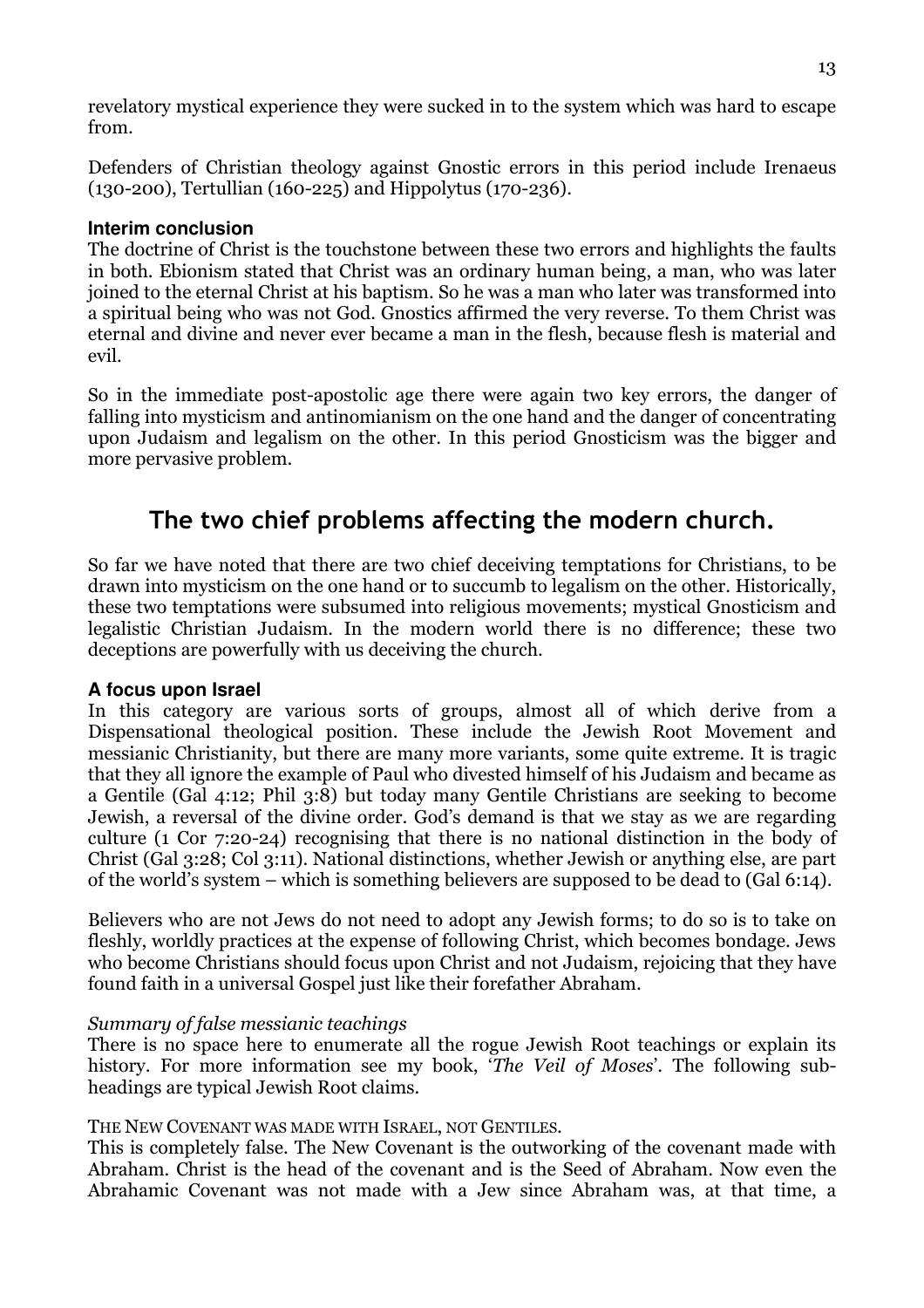revelatory mystical experience they were sucked in to the system which was hard to escape from.

Defenders of Christian theology against Gnostic errors in this period include Irenaeus (130-200), Tertullian (160-225) and Hippolytus (170-236).

#### Interim conclusion

The doctrine of Christ is the touchstone between these two errors and highlights the faults in both. Ebionism stated that Christ was an ordinary human being, a man, who was later joined to the eternal Christ at his baptism. So he was a man who later was transformed into a spiritual being who was not God. Gnostics affirmed the very reverse. To them Christ was eternal and divine and never ever became a man in the flesh, because flesh is material and evil.

So in the immediate post-apostolic age there were again two key errors, the danger of falling into mysticism and antinomianism on the one hand and the danger of concentrating upon Judaism and legalism on the other. In this period Gnosticism was the bigger and more pervasive problem.

## The two chief problems affecting the modern church.

So far we have noted that there are two chief deceiving temptations for Christians, to be drawn into mysticism on the one hand or to succumb to legalism on the other. Historically, these two temptations were subsumed into religious movements; mystical Gnosticism and legalistic Christian Judaism. In the modern world there is no difference; these two deceptions are powerfully with us deceiving the church.

#### A focus upon Israel

In this category are various sorts of groups, almost all of which derive from a Dispensational theological position. These include the Jewish Root Movement and messianic Christianity, but there are many more variants, some quite extreme. It is tragic that they all ignore the example of Paul who divested himself of his Judaism and became as a Gentile (Gal 4:12; Phil 3:8) but today many Gentile Christians are seeking to become Jewish, a reversal of the divine order. God's demand is that we stay as we are regarding culture (1 Cor 7:20-24) recognising that there is no national distinction in the body of Christ (Gal 3:28; Col 3:11). National distinctions, whether Jewish or anything else, are part of the world's system – which is something believers are supposed to be dead to (Gal 6:14).

Believers who are not Jews do not need to adopt any Jewish forms; to do so is to take on fleshly, worldly practices at the expense of following Christ, which becomes bondage. Jews who become Christians should focus upon Christ and not Judaism, rejoicing that they have found faith in a universal Gospel just like their forefather Abraham.

*Summary of false messianic teachings*

There is no space here to enumerate all the rogue Jewish Root teachings or explain its history. For more information see my book, '*The Veil of Moses*'. The following sub-headings are typical Jewish Root claims.

THE NEW COVENANT WAS MADE WITH ISRAEL, NOT GENTILES.

This is completely false. The New Covenant is the outworking of the covenant made with Abraham. Christ is the head of the covenant and is the Seed of Abraham. Now even the Abrahamic Covenant was not made with a Jew since Abraham was, at that time, a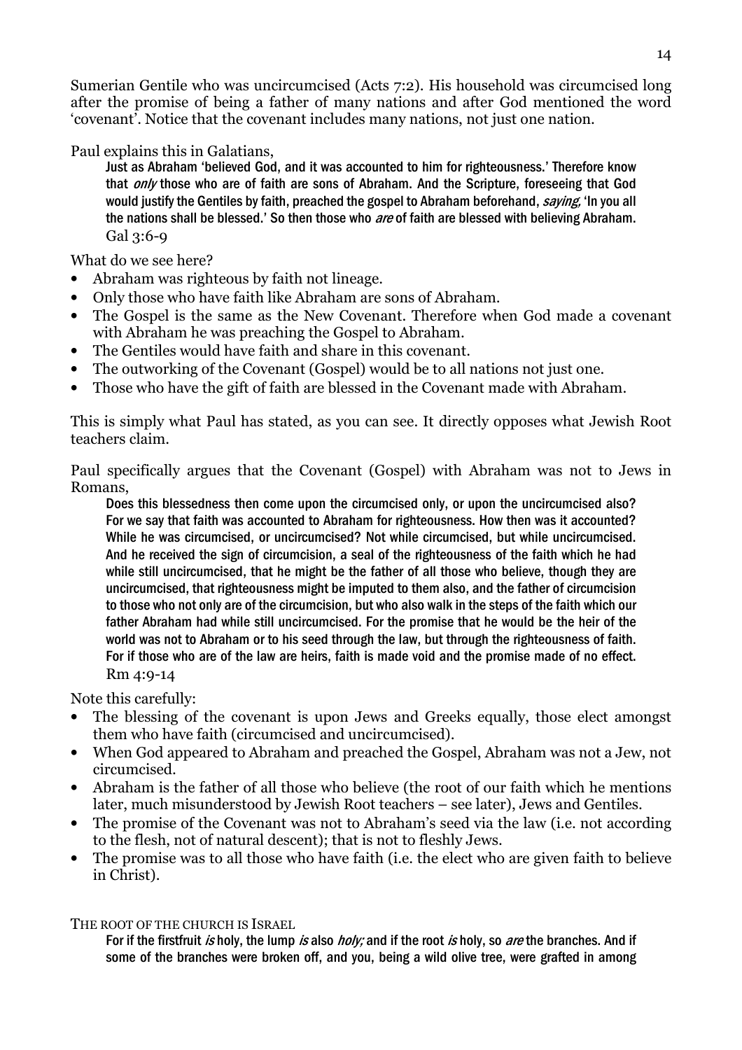Sumerian Gentile who was uncircumcised (Acts 7:2). His household was circumcised long after the promise of being a father of many nations and after God mentioned the word 'covenant'. Notice that the covenant includes many nations, not just one nation.

Paul explains this in Galatians,

> Just as Abraham 'believed God, and it was accounted to him for righteousness.' Therefore know that *only* those who are of faith are sons of Abraham. And the Scripture, foreseeing that God would justify the Gentiles by faith, preached the gospel to Abraham beforehand, *saying*, 'In you all the nations shall be blessed.' So then those who *are* of faith are blessed with believing Abraham. Gal 3:6-9

What do we see here?

- Abraham was righteous by faith not lineage.
- Only those who have faith like Abraham are sons of Abraham.
- The Gospel is the same as the New Covenant. Therefore when God made a covenant with Abraham he was preaching the Gospel to Abraham.
- The Gentiles would have faith and share in this covenant.
- The outworking of the Covenant (Gospel) would be to all nations not just one.
- Those who have the gift of faith are blessed in the Covenant made with Abraham.

This is simply what Paul has stated, as you can see. It directly opposes what Jewish Root teachers claim.

Paul specifically argues that the Covenant (Gospel) with Abraham was not to Jews in Romans,

> Does this blessedness then come upon the circumcised only, or upon the uncircumcised also? For we say that faith was accounted to Abraham for righteousness. How then was it accounted? While he was circumcised, or uncircumcised? Not while circumcised, but while uncircumcised. And he received the sign of circumcision, a seal of the righteousness of the faith which he had while still uncircumcised, that he might be the father of all those who believe, though they are uncircumcised, that righteousness might be imputed to them also, and the father of circumcision to those who not only are of the circumcision, but who also walk in the steps of the faith which our father Abraham had while still uncircumcised. For the promise that he would be the heir of the world was not to Abraham or to his seed through the law, but through the righteousness of faith. For if those who are of the law are heirs, faith is made void and the promise made of no effect. Rm 4:9-14

Note this carefully:

- The blessing of the covenant is upon Jews and Greeks equally, those elect amongst them who have faith (circumcised and uncircumcised).
- When God appeared to Abraham and preached the Gospel, Abraham was not a Jew, not circumcised.
- Abraham is the father of all those who believe (the root of our faith which he mentions later, much misunderstood by Jewish Root teachers – see later), Jews and Gentiles.
- The promise of the Covenant was not to Abraham's seed via the law (i.e. not according to the flesh, not of natural descent); that is not to fleshly Jews.
- The promise was to all those who have faith (i.e. the elect who are given faith to believe in Christ).

### THE ROOT OF THE CHURCH IS ISRAEL

> For if the firstfruit *is* holy, the lump *is* also *holy;* and if the root *is* holy, so *are* the branches. And if some of the branches were broken off, and you, being a wild olive tree, were grafted in among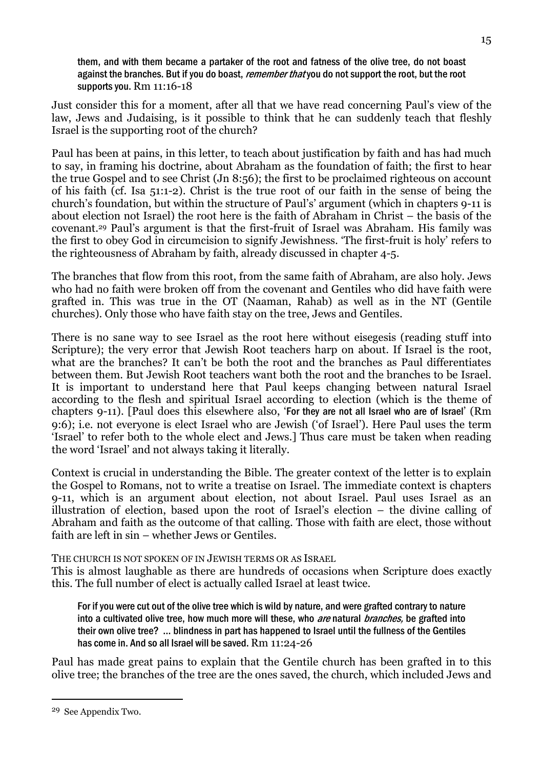> them, and with them became a partaker of the root and fatness of the olive tree, do not boast against the branches. But if you do boast, *remember that* you do not support the root, but the root supports you. Rm 11:16-18

Just consider this for a moment, after all that we have read concerning Paul's view of the law, Jews and Judaising, is it possible to think that he can suddenly teach that fleshly Israel is the supporting root of the church?

Paul has been at pains, in this letter, to teach about justification by faith and has had much to say, in framing his doctrine, about Abraham as the foundation of faith; the first to hear the true Gospel and to see Christ (Jn 8:56); the first to be proclaimed righteous on account of his faith (cf. Isa 51:1-2). Christ is the true root of our faith in the sense of being the church's foundation, but within the structure of Paul's' argument (which in chapters 9-11 is about election not Israel) the root here is the faith of Abraham in Christ – the basis of the covenant.[29] Paul's argument is that the first-fruit of Israel was Abraham. His family was the first to obey God in circumcision to signify Jewishness. 'The first-fruit is holy' refers to the righteousness of Abraham by faith, already discussed in chapter 4-5.

The branches that flow from this root, from the same faith of Abraham, are also holy. Jews who had no faith were broken off from the covenant and Gentiles who did have faith were grafted in. This was true in the OT (Naaman, Rahab) as well as in the NT (Gentile churches). Only those who have faith stay on the tree, Jews and Gentiles.

There is no sane way to see Israel as the root here without eisegesis (reading stuff into Scripture); the very error that Jewish Root teachers harp on about. If Israel is the root, what are the branches? It can't be both the root and the branches as Paul differentiates between them. But Jewish Root teachers want both the root and the branches to be Israel. It is important to understand here that Paul keeps changing between natural Israel according to the flesh and spiritual Israel according to election (which is the theme of chapters 9-11). [Paul does this elsewhere also, 'For they are not all Israel who are of Israel' (Rm 9:6); i.e. not everyone is elect Israel who are Jewish ('of Israel'). Here Paul uses the term 'Israel' to refer both to the whole elect and Jews.] Thus care must be taken when reading the word 'Israel' and not always taking it literally.

Context is crucial in understanding the Bible. The greater context of the letter is to explain the Gospel to Romans, not to write a treatise on Israel. The immediate context is chapters 9-11, which is an argument about election, not about Israel. Paul uses Israel as an illustration of election, based upon the root of Israel's election – the divine calling of Abraham and faith as the outcome of that calling. Those with faith are elect, those without faith are left in sin – whether Jews or Gentiles.

THE CHURCH IS NOT SPOKEN OF IN JEWISH TERMS OR AS ISRAEL

This is almost laughable as there are hundreds of occasions when Scripture does exactly this. The full number of elect is actually called Israel at least twice.

> For if you were cut out of the olive tree which is wild by nature, and were grafted contrary to nature into a cultivated olive tree, how much more will these, who *are* natural *branches,* be grafted into their own olive tree? ... blindness in part has happened to Israel until the fullness of the Gentiles has come in. And so all Israel will be saved. Rm 11:24-26

Paul has made great pains to explain that the Gentile church has been grafted in to this olive tree; the branches of the tree are the ones saved, the church, which included Jews and

[29] See Appendix Two.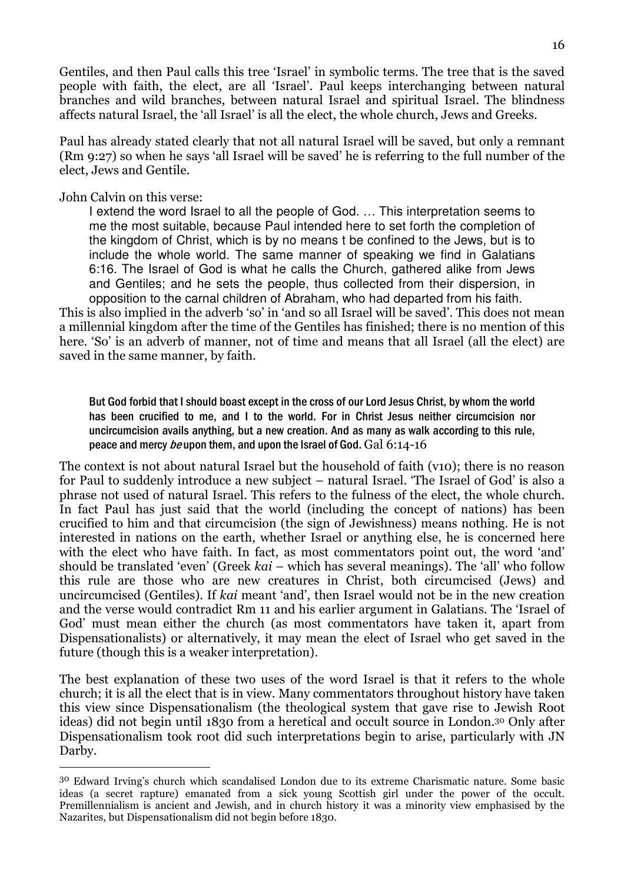Gentiles, and then Paul calls this tree 'Israel' in symbolic terms. The tree that is the saved people with faith, the elect, are all 'Israel'. Paul keeps interchanging between natural branches and wild branches, between natural Israel and spiritual Israel. The blindness affects natural Israel, the 'all Israel' is all the elect, the whole church, Jews and Greeks.

Paul has already stated clearly that not all natural Israel will be saved, but only a remnant (Rm 9:27) so when he says 'all Israel will be saved' he is referring to the full number of the elect, Jews and Gentile.

John Calvin on this verse:

> I extend the word Israel to all the people of God. … This interpretation seems to me the most suitable, because Paul intended here to set forth the completion of the kingdom of Christ, which is by no means t be confined to the Jews, but is to include the whole world. The same manner of speaking we find in Galatians 6:16. The Israel of God is what he calls the Church, gathered alike from Jews and Gentiles; and he sets the people, thus collected from their dispersion, in opposition to the carnal children of Abraham, who had departed from his faith.

This is also implied in the adverb 'so' in 'and so all Israel will be saved'. This does not mean a millennial kingdom after the time of the Gentiles has finished; there is no mention of this here. 'So' is an adverb of manner, not of time and means that all Israel (all the elect) are saved in the same manner, by faith.

> **But God forbid that I should boast except in the cross of our Lord Jesus Christ, by whom the world has been crucified to me, and I to the world. For in Christ Jesus neither circumcision nor uncircumcision avails anything, but a new creation. And as many as walk according to this rule, peace and mercy *be* upon them, and upon the Israel of God.** Gal 6:14-16

The context is not about natural Israel but the household of faith (v10); there is no reason for Paul to suddenly introduce a new subject – natural Israel. 'The Israel of God' is also a phrase not used of natural Israel. This refers to the fulness of the elect, the whole church. In fact Paul has just said that the world (including the concept of nations) has been crucified to him and that circumcision (the sign of Jewishness) means nothing. He is not interested in nations on the earth, whether Israel or anything else, he is concerned here with the elect who have faith. In fact, as most commentators point out, the word 'and' should be translated 'even' (Greek *kai* – which has several meanings). The 'all' who follow this rule are those who are new creatures in Christ, both circumcised (Jews) and uncircumcised (Gentiles). If *kai* meant 'and', then Israel would not be in the new creation and the verse would contradict Rm 11 and his earlier argument in Galatians. The 'Israel of God' must mean either the church (as most commentators have taken it, apart from Dispensationalists) or alternatively, it may mean the elect of Israel who get saved in the future (though this is a weaker interpretation).

The best explanation of these two uses of the word Israel is that it refers to the whole church; it is all the elect that is in view. Many commentators throughout history have taken this view since Dispensationalism (the theological system that gave rise to Jewish Root ideas) did not begin until 1830 from a heretical and occult source in London.[30] Only after Dispensationalism took root did such interpretations begin to arise, particularly with JN Darby.

---

[30] Edward Irving's church which scandalised London due to its extreme Charismatic nature. Some basic ideas (a secret rapture) emanated from a sick young Scottish girl under the power of the occult. Premillennialism is ancient and Jewish, and in church history it was a minority view emphasised by the Nazarites, but Dispensationalism did not begin before 1830.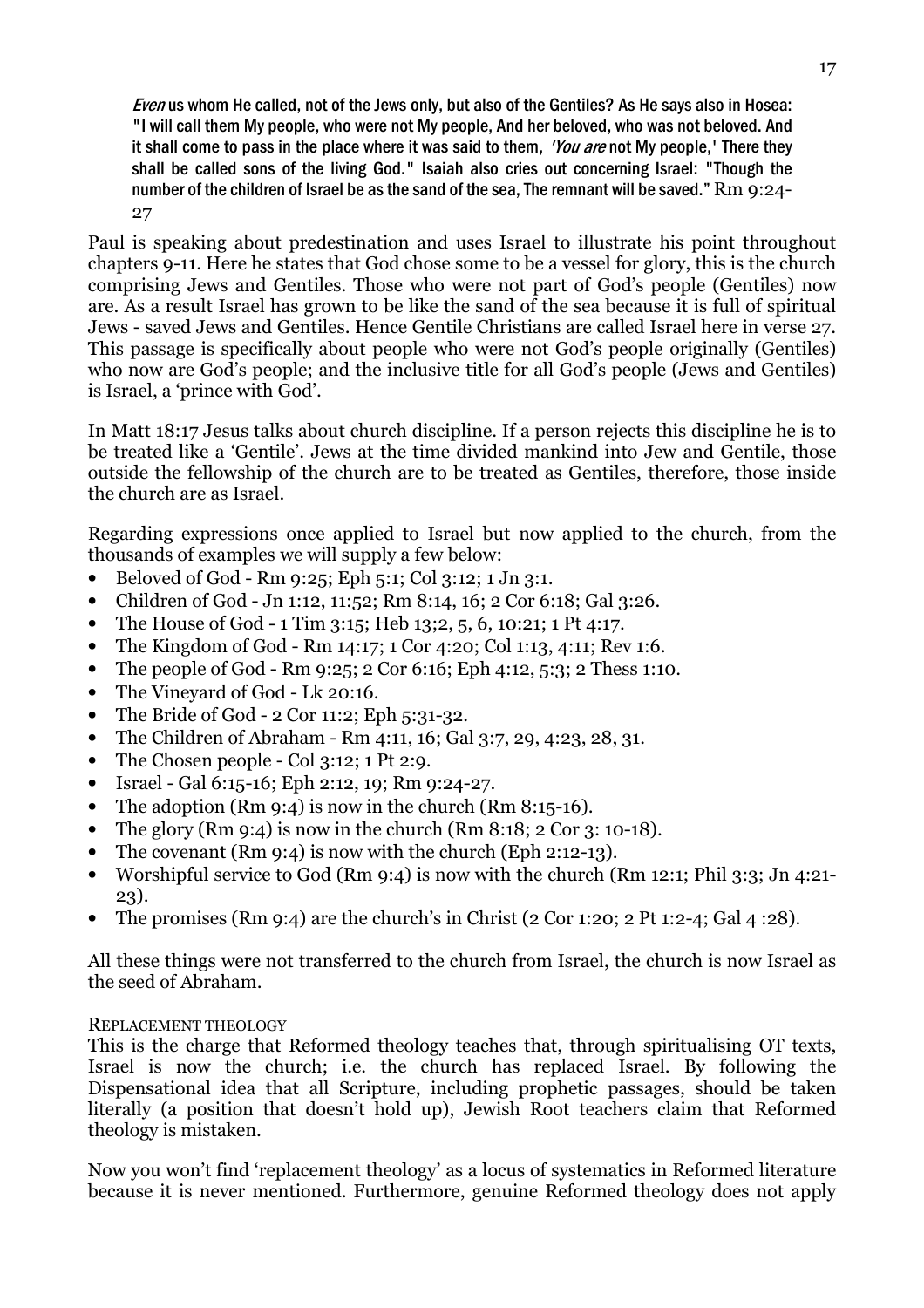*Even* us whom He called, not of the Jews only, but also of the Gentiles? As He says also in Hosea: "I will call them My people, who were not My people, And her beloved, who was not beloved. And it shall come to pass in the place where it was said to them, *'You are* not My people,' There they shall be called sons of the living God." Isaiah also cries out concerning Israel: "Though the number of the children of Israel be as the sand of the sea, The remnant will be saved." Rm 9:24-27

Paul is speaking about predestination and uses Israel to illustrate his point throughout chapters 9-11. Here he states that God chose some to be a vessel for glory, this is the church comprising Jews and Gentiles. Those who were not part of God's people (Gentiles) now are. As a result Israel has grown to be like the sand of the sea because it is full of spiritual Jews - saved Jews and Gentiles. Hence Gentile Christians are called Israel here in verse 27. This passage is specifically about people who were not God's people originally (Gentiles) who now are God's people; and the inclusive title for all God's people (Jews and Gentiles) is Israel, a 'prince with God'.

In Matt 18:17 Jesus talks about church discipline. If a person rejects this discipline he is to be treated like a 'Gentile'. Jews at the time divided mankind into Jew and Gentile, those outside the fellowship of the church are to be treated as Gentiles, therefore, those inside the church are as Israel.

Regarding expressions once applied to Israel but now applied to the church, from the thousands of examples we will supply a few below:

- Beloved of God - Rm 9:25; Eph 5:1; Col 3:12; 1 Jn 3:1.
- Children of God - Jn 1:12, 11:52; Rm 8:14, 16; 2 Cor 6:18; Gal 3:26.
- The House of God - 1 Tim 3:15; Heb 13;2, 5, 6, 10:21; 1 Pt 4:17.
- The Kingdom of God - Rm 14:17; 1 Cor 4:20; Col 1:13, 4:11; Rev 1:6.
- The people of God - Rm 9:25; 2 Cor 6:16; Eph 4:12, 5:3; 2 Thess 1:10.
- The Vineyard of God - Lk 20:16.
- The Bride of God - 2 Cor 11:2; Eph 5:31-32.
- The Children of Abraham - Rm 4:11, 16; Gal 3:7, 29, 4:23, 28, 31.
- The Chosen people - Col 3:12; 1 Pt 2:9.
- Israel - Gal 6:15-16; Eph 2:12, 19; Rm 9:24-27.
- The adoption (Rm 9:4) is now in the church (Rm 8:15-16).
- The glory (Rm 9:4) is now in the church (Rm 8:18; 2 Cor 3: 10-18).
- The covenant (Rm 9:4) is now with the church (Eph 2:12-13).
- Worshipful service to God (Rm 9:4) is now with the church (Rm 12:1; Phil 3:3; Jn 4:21-23).
- The promises (Rm 9:4) are the church's in Christ (2 Cor 1:20; 2 Pt 1:2-4; Gal 4 :28).

All these things were not transferred to the church from Israel, the church is now Israel as the seed of Abraham.

### REPLACEMENT THEOLOGY

This is the charge that Reformed theology teaches that, through spiritualising OT texts, Israel is now the church; i.e. the church has replaced Israel. By following the Dispensational idea that all Scripture, including prophetic passages, should be taken literally (a position that doesn't hold up), Jewish Root teachers claim that Reformed theology is mistaken.

Now you won't find 'replacement theology' as a locus of systematics in Reformed literature because it is never mentioned. Furthermore, genuine Reformed theology does not apply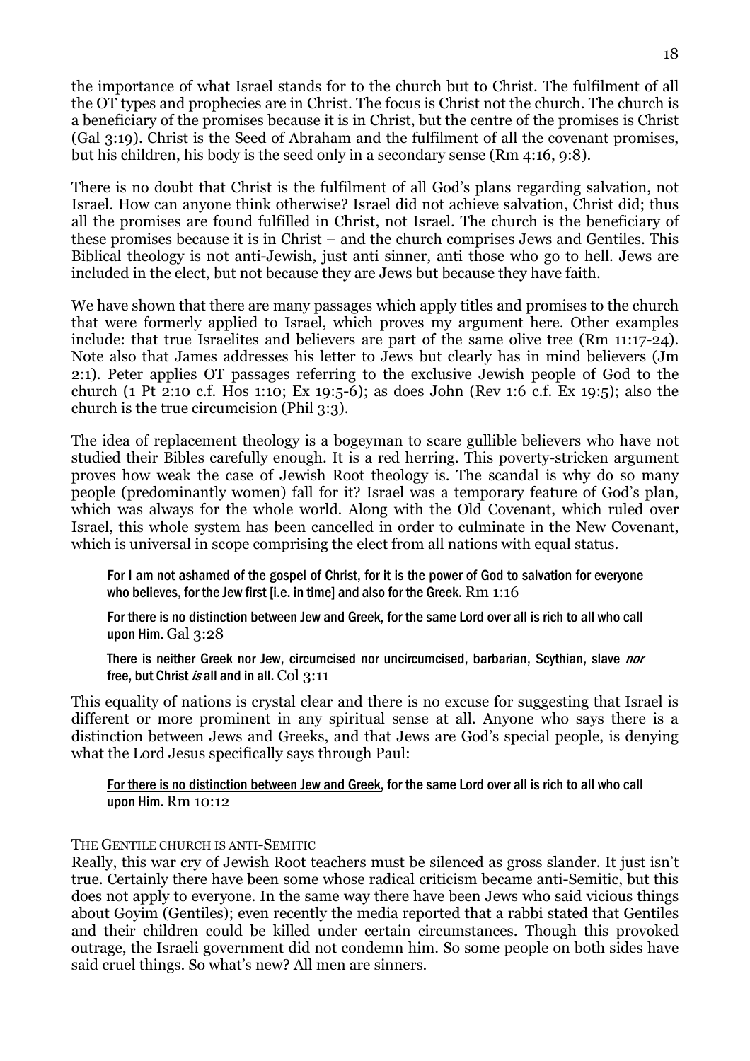the importance of what Israel stands for to the church but to Christ. The fulfilment of all the OT types and prophecies are in Christ. The focus is Christ not the church. The church is a beneficiary of the promises because it is in Christ, but the centre of the promises is Christ (Gal 3:19). Christ is the Seed of Abraham and the fulfilment of all the covenant promises, but his children, his body is the seed only in a secondary sense (Rm 4:16, 9:8).

There is no doubt that Christ is the fulfilment of all God's plans regarding salvation, not Israel. How can anyone think otherwise? Israel did not achieve salvation, Christ did; thus all the promises are found fulfilled in Christ, not Israel. The church is the beneficiary of these promises because it is in Christ – and the church comprises Jews and Gentiles. This Biblical theology is not anti-Jewish, just anti sinner, anti those who go to hell. Jews are included in the elect, but not because they are Jews but because they have faith.

We have shown that there are many passages which apply titles and promises to the church that were formerly applied to Israel, which proves my argument here. Other examples include: that true Israelites and believers are part of the same olive tree (Rm 11:17-24). Note also that James addresses his letter to Jews but clearly has in mind believers (Jm 2:1). Peter applies OT passages referring to the exclusive Jewish people of God to the church (1 Pt 2:10 c.f. Hos 1:10; Ex 19:5-6); as does John (Rev 1:6 c.f. Ex 19:5); also the church is the true circumcision (Phil 3:3).

The idea of replacement theology is a bogeyman to scare gullible believers who have not studied their Bibles carefully enough. It is a red herring. This poverty-stricken argument proves how weak the case of Jewish Root theology is. The scandal is why do so many people (predominantly women) fall for it? Israel was a temporary feature of God's plan, which was always for the whole world. Along with the Old Covenant, which ruled over Israel, this whole system has been cancelled in order to culminate in the New Covenant, which is universal in scope comprising the elect from all nations with equal status.

> For I am not ashamed of the gospel of Christ, for it is the power of God to salvation for everyone who believes, for the Jew first [i.e. in time] and also for the Greek. Rm 1:16
>
> For there is no distinction between Jew and Greek, for the same Lord over all is rich to all who call upon Him. Gal 3:28
>
> There is neither Greek nor Jew, circumcised nor uncircumcised, barbarian, Scythian, slave *nor* free, but Christ *is* all and in all. Col 3:11

This equality of nations is crystal clear and there is no excuse for suggesting that Israel is different or more prominent in any spiritual sense at all. Anyone who says there is a distinction between Jews and Greeks, and that Jews are God's special people, is denying what the Lord Jesus specifically says through Paul:

> <u>For there is no distinction between Jew and Greek</u>, for the same Lord over all is rich to all who call upon Him. Rm 10:12

THE GENTILE CHURCH IS ANTI-SEMITIC

Really, this war cry of Jewish Root teachers must be silenced as gross slander. It just isn't true. Certainly there have been some whose radical criticism became anti-Semitic, but this does not apply to everyone. In the same way there have been Jews who said vicious things about Goyim (Gentiles); even recently the media reported that a rabbi stated that Gentiles and their children could be killed under certain circumstances. Though this provoked outrage, the Israeli government did not condemn him. So some people on both sides have said cruel things. So what's new? All men are sinners.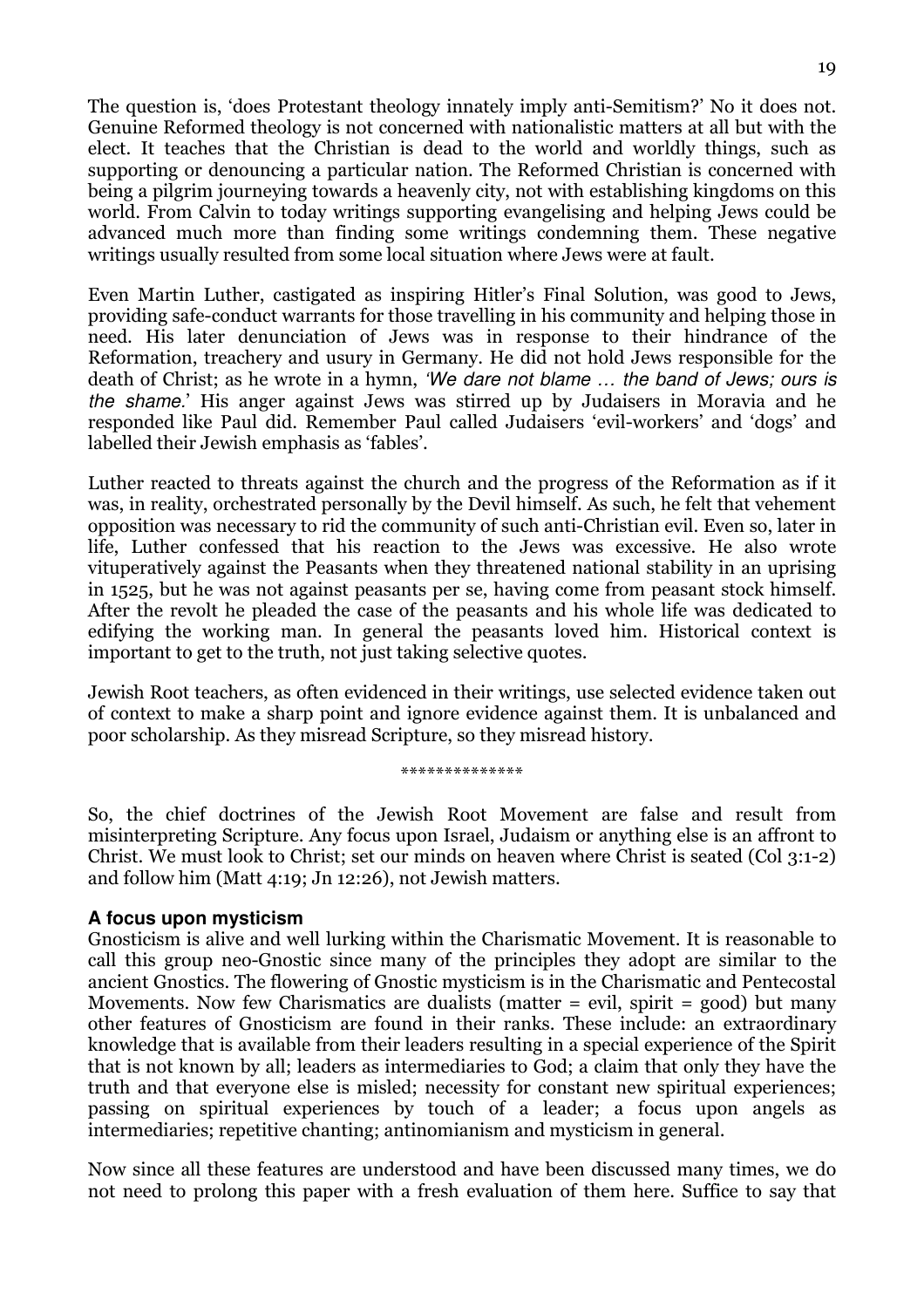The question is, 'does Protestant theology innately imply anti-Semitism?' No it does not. Genuine Reformed theology is not concerned with nationalistic matters at all but with the elect. It teaches that the Christian is dead to the world and worldly things, such as supporting or denouncing a particular nation. The Reformed Christian is concerned with being a pilgrim journeying towards a heavenly city, not with establishing kingdoms on this world. From Calvin to today writings supporting evangelising and helping Jews could be advanced much more than finding some writings condemning them. These negative writings usually resulted from some local situation where Jews were at fault.

Even Martin Luther, castigated as inspiring Hitler's Final Solution, was good to Jews, providing safe-conduct warrants for those travelling in his community and helping those in need. His later denunciation of Jews was in response to their hindrance of the Reformation, treachery and usury in Germany. He did not hold Jews responsible for the death of Christ; as he wrote in a hymn, *'We dare not blame … the band of Jews; ours is the shame.*' His anger against Jews was stirred up by Judaisers in Moravia and he responded like Paul did. Remember Paul called Judaisers 'evil-workers' and 'dogs' and labelled their Jewish emphasis as 'fables'.

Luther reacted to threats against the church and the progress of the Reformation as if it was, in reality, orchestrated personally by the Devil himself. As such, he felt that vehement opposition was necessary to rid the community of such anti-Christian evil. Even so, later in life, Luther confessed that his reaction to the Jews was excessive. He also wrote vituperatively against the Peasants when they threatened national stability in an uprising in 1525, but he was not against peasants per se, having come from peasant stock himself. After the revolt he pleaded the case of the peasants and his whole life was dedicated to edifying the working man. In general the peasants loved him. Historical context is important to get to the truth, not just taking selective quotes.

Jewish Root teachers, as often evidenced in their writings, use selected evidence taken out of context to make a sharp point and ignore evidence against them. It is unbalanced and poor scholarship. As they misread Scripture, so they misread history.

**************

So, the chief doctrines of the Jewish Root Movement are false and result from misinterpreting Scripture. Any focus upon Israel, Judaism or anything else is an affront to Christ. We must look to Christ; set our minds on heaven where Christ is seated (Col 3:1-2) and follow him (Matt 4:19; Jn 12:26), not Jewish matters.

### A focus upon mysticism

Gnosticism is alive and well lurking within the Charismatic Movement. It is reasonable to call this group neo-Gnostic since many of the principles they adopt are similar to the ancient Gnostics. The flowering of Gnostic mysticism is in the Charismatic and Pentecostal Movements. Now few Charismatics are dualists (matter = evil, spirit = good) but many other features of Gnosticism are found in their ranks. These include: an extraordinary knowledge that is available from their leaders resulting in a special experience of the Spirit that is not known by all; leaders as intermediaries to God; a claim that only they have the truth and that everyone else is misled; necessity for constant new spiritual experiences; passing on spiritual experiences by touch of a leader; a focus upon angels as intermediaries; repetitive chanting; antinomianism and mysticism in general.

Now since all these features are understood and have been discussed many times, we do not need to prolong this paper with a fresh evaluation of them here. Suffice to say that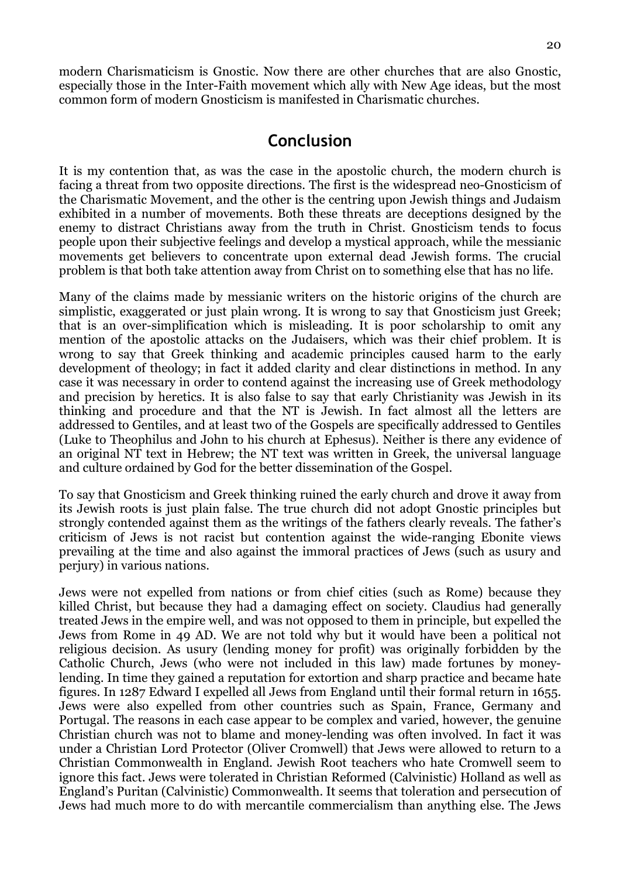modern Charismaticism is Gnostic. Now there are other churches that are also Gnostic, especially those in the Inter-Faith movement which ally with New Age ideas, but the most common form of modern Gnosticism is manifested in Charismatic churches.

## Conclusion

It is my contention that, as was the case in the apostolic church, the modern church is facing a threat from two opposite directions. The first is the widespread neo-Gnosticism of the Charismatic Movement, and the other is the centring upon Jewish things and Judaism exhibited in a number of movements. Both these threats are deceptions designed by the enemy to distract Christians away from the truth in Christ. Gnosticism tends to focus people upon their subjective feelings and develop a mystical approach, while the messianic movements get believers to concentrate upon external dead Jewish forms. The crucial problem is that both take attention away from Christ on to something else that has no life.

Many of the claims made by messianic writers on the historic origins of the church are simplistic, exaggerated or just plain wrong. It is wrong to say that Gnosticism just Greek; that is an over-simplification which is misleading. It is poor scholarship to omit any mention of the apostolic attacks on the Judaisers, which was their chief problem. It is wrong to say that Greek thinking and academic principles caused harm to the early development of theology; in fact it added clarity and clear distinctions in method. In any case it was necessary in order to contend against the increasing use of Greek methodology and precision by heretics. It is also false to say that early Christianity was Jewish in its thinking and procedure and that the NT is Jewish. In fact almost all the letters are addressed to Gentiles, and at least two of the Gospels are specifically addressed to Gentiles (Luke to Theophilus and John to his church at Ephesus). Neither is there any evidence of an original NT text in Hebrew; the NT text was written in Greek, the universal language and culture ordained by God for the better dissemination of the Gospel.

To say that Gnosticism and Greek thinking ruined the early church and drove it away from its Jewish roots is just plain false. The true church did not adopt Gnostic principles but strongly contended against them as the writings of the fathers clearly reveals. The father's criticism of Jews is not racist but contention against the wide-ranging Ebonite views prevailing at the time and also against the immoral practices of Jews (such as usury and perjury) in various nations.

Jews were not expelled from nations or from chief cities (such as Rome) because they killed Christ, but because they had a damaging effect on society. Claudius had generally treated Jews in the empire well, and was not opposed to them in principle, but expelled the Jews from Rome in 49 AD. We are not told why but it would have been a political not religious decision. As usury (lending money for profit) was originally forbidden by the Catholic Church, Jews (who were not included in this law) made fortunes by money-lending. In time they gained a reputation for extortion and sharp practice and became hate figures. In 1287 Edward I expelled all Jews from England until their formal return in 1655. Jews were also expelled from other countries such as Spain, France, Germany and Portugal. The reasons in each case appear to be complex and varied, however, the genuine Christian church was not to blame and money-lending was often involved. In fact it was under a Christian Lord Protector (Oliver Cromwell) that Jews were allowed to return to a Christian Commonwealth in England. Jewish Root teachers who hate Cromwell seem to ignore this fact. Jews were tolerated in Christian Reformed (Calvinistic) Holland as well as England's Puritan (Calvinistic) Commonwealth. It seems that toleration and persecution of Jews had much more to do with mercantile commercialism than anything else. The Jews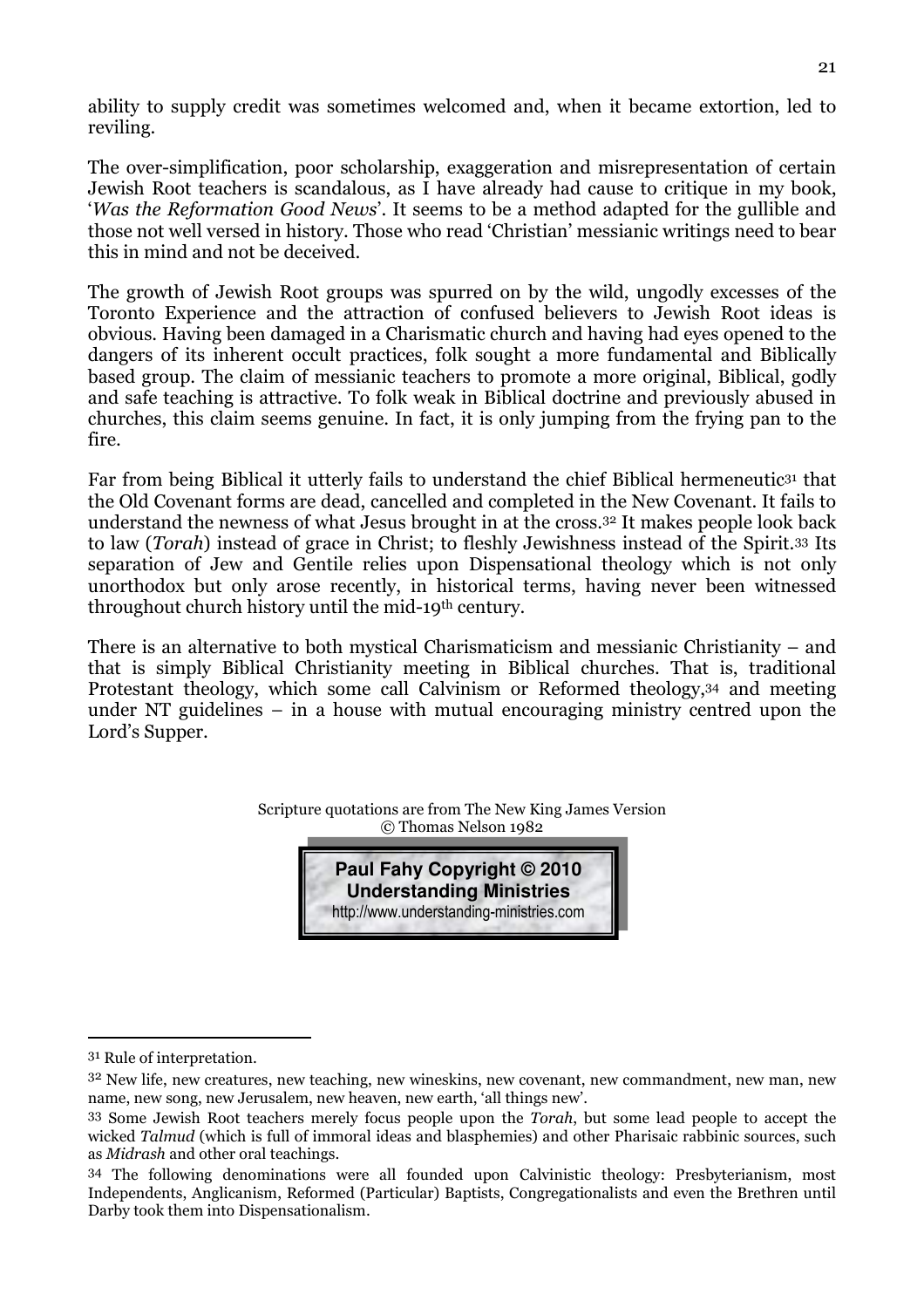ability to supply credit was sometimes welcomed and, when it became extortion, led to reviling.

The over-simplification, poor scholarship, exaggeration and misrepresentation of certain Jewish Root teachers is scandalous, as I have already had cause to critique in my book, '*Was the Reformation Good News*'. It seems to be a method adapted for the gullible and those not well versed in history. Those who read 'Christian' messianic writings need to bear this in mind and not be deceived.

The growth of Jewish Root groups was spurred on by the wild, ungodly excesses of the Toronto Experience and the attraction of confused believers to Jewish Root ideas is obvious. Having been damaged in a Charismatic church and having had eyes opened to the dangers of its inherent occult practices, folk sought a more fundamental and Biblically based group. The claim of messianic teachers to promote a more original, Biblical, godly and safe teaching is attractive. To folk weak in Biblical doctrine and previously abused in churches, this claim seems genuine. In fact, it is only jumping from the frying pan to the fire.

Far from being Biblical it utterly fails to understand the chief Biblical hermeneutic[31] that the Old Covenant forms are dead, cancelled and completed in the New Covenant. It fails to understand the newness of what Jesus brought in at the cross.[32] It makes people look back to law (*Torah*) instead of grace in Christ; to fleshly Jewishness instead of the Spirit.[33] Its separation of Jew and Gentile relies upon Dispensational theology which is not only unorthodox but only arose recently, in historical terms, having never been witnessed throughout church history until the mid-19th century.

There is an alternative to both mystical Charismaticism and messianic Christianity – and that is simply Biblical Christianity meeting in Biblical churches. That is, traditional Protestant theology, which some call Calvinism or Reformed theology,[34] and meeting under NT guidelines – in a house with mutual encouraging ministry centred upon the Lord's Supper.

Scripture quotations are from The New King James Version
© Thomas Nelson 1982

**Paul Fahy Copyright © 2010**
**Understanding Ministries**
http://www.understanding-ministries.com

---

31 Rule of interpretation.

32 New life, new creatures, new teaching, new wineskins, new covenant, new commandment, new man, new name, new song, new Jerusalem, new heaven, new earth, 'all things new'.

33 Some Jewish Root teachers merely focus people upon the *Torah*, but some lead people to accept the wicked *Talmud* (which is full of immoral ideas and blasphemies) and other Pharisaic rabbinic sources, such as *Midrash* and other oral teachings.

34 The following denominations were all founded upon Calvinistic theology: Presbyterianism, most Independents, Anglicanism, Reformed (Particular) Baptists, Congregationalists and even the Brethren until Darby took them into Dispensationalism.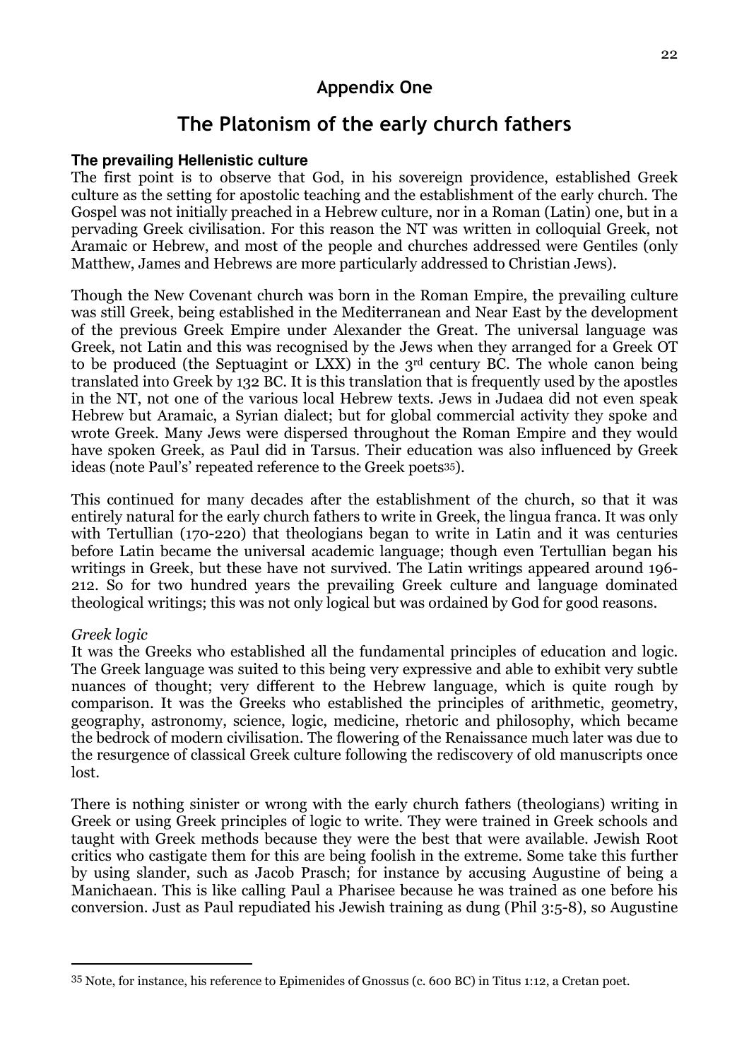## Appendix One

# The Platonism of the early church fathers

### The prevailing Hellenistic culture

The first point is to observe that God, in his sovereign providence, established Greek culture as the setting for apostolic teaching and the establishment of the early church. The Gospel was not initially preached in a Hebrew culture, nor in a Roman (Latin) one, but in a pervading Greek civilisation. For this reason the NT was written in colloquial Greek, not Aramaic or Hebrew, and most of the people and churches addressed were Gentiles (only Matthew, James and Hebrews are more particularly addressed to Christian Jews).

Though the New Covenant church was born in the Roman Empire, the prevailing culture was still Greek, being established in the Mediterranean and Near East by the development of the previous Greek Empire under Alexander the Great. The universal language was Greek, not Latin and this was recognised by the Jews when they arranged for a Greek OT to be produced (the Septuagint or LXX) in the 3rd century BC. The whole canon being translated into Greek by 132 BC. It is this translation that is frequently used by the apostles in the NT, not one of the various local Hebrew texts. Jews in Judaea did not even speak Hebrew but Aramaic, a Syrian dialect; but for global commercial activity they spoke and wrote Greek. Many Jews were dispersed throughout the Roman Empire and they would have spoken Greek, as Paul did in Tarsus. Their education was also influenced by Greek ideas (note Paul's' repeated reference to the Greek poets[35]).

This continued for many decades after the establishment of the church, so that it was entirely natural for the early church fathers to write in Greek, the lingua franca. It was only with Tertullian (170-220) that theologians began to write in Latin and it was centuries before Latin became the universal academic language; though even Tertullian began his writings in Greek, but these have not survived. The Latin writings appeared around 196-212. So for two hundred years the prevailing Greek culture and language dominated theological writings; this was not only logical but was ordained by God for good reasons.

*Greek logic*

It was the Greeks who established all the fundamental principles of education and logic. The Greek language was suited to this being very expressive and able to exhibit very subtle nuances of thought; very different to the Hebrew language, which is quite rough by comparison. It was the Greeks who established the principles of arithmetic, geometry, geography, astronomy, science, logic, medicine, rhetoric and philosophy, which became the bedrock of modern civilisation. The flowering of the Renaissance much later was due to the resurgence of classical Greek culture following the rediscovery of old manuscripts once lost.

There is nothing sinister or wrong with the early church fathers (theologians) writing in Greek or using Greek principles of logic to write. They were trained in Greek schools and taught with Greek methods because they were the best that were available. Jewish Root critics who castigate them for this are being foolish in the extreme. Some take this further by using slander, such as Jacob Prasch; for instance by accusing Augustine of being a Manichaean. This is like calling Paul a Pharisee because he was trained as one before his conversion. Just as Paul repudiated his Jewish training as dung (Phil 3:5-8), so Augustine

---

[35] Note, for instance, his reference to Epimenides of Gnossus (c. 600 BC) in Titus 1:12, a Cretan poet.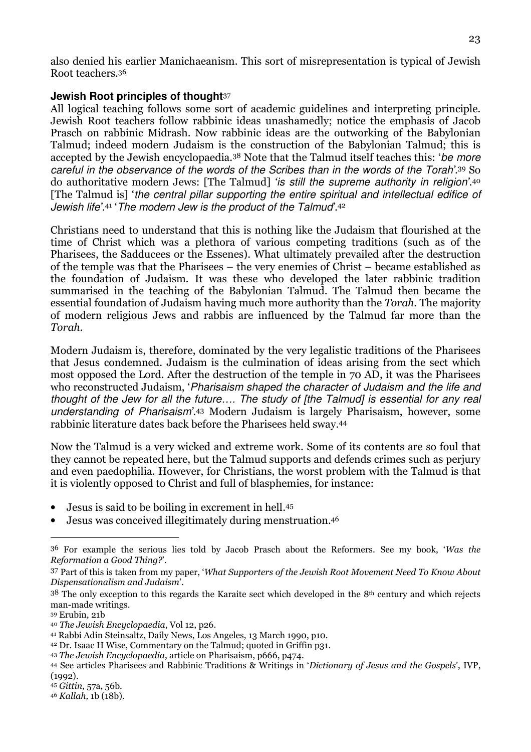also denied his earlier Manichaeanism. This sort of misrepresentation is typical of Jewish Root teachers.[36]

**Jewish Root principles of thought**[37]

All logical teaching follows some sort of academic guidelines and interpreting principle. Jewish Root teachers follow rabbinic ideas unashamedly; notice the emphasis of Jacob Prasch on rabbinic Midrash. Now rabbinic ideas are the outworking of the Babylonian Talmud; indeed modern Judaism is the construction of the Babylonian Talmud; this is accepted by the Jewish encyclopaedia.[38] Note that the Talmud itself teaches this: '*be more careful in the observance of the words of the Scribes than in the words of the Torah*'.[39] So do authoritative modern Jews: [The Talmud] '*is still the supreme authority in religion*'.[40] [The Talmud is] '*the central pillar supporting the entire spiritual and intellectual edifice of Jewish life*'.[41] '*The modern Jew is the product of the Talmud*'.[42]

Christians need to understand that this is nothing like the Judaism that flourished at the time of Christ which was a plethora of various competing traditions (such as of the Pharisees, the Sadducees or the Essenes). What ultimately prevailed after the destruction of the temple was that the Pharisees – the very enemies of Christ – became established as the foundation of Judaism. It was these who developed the later rabbinic tradition summarised in the teaching of the Babylonian Talmud. The Talmud then became the essential foundation of Judaism having much more authority than the *Torah*. The majority of modern religious Jews and rabbis are influenced by the Talmud far more than the *Torah*.

Modern Judaism is, therefore, dominated by the very legalistic traditions of the Pharisees that Jesus condemned. Judaism is the culmination of ideas arising from the sect which most opposed the Lord. After the destruction of the temple in 70 AD, it was the Pharisees who reconstructed Judaism, '*Pharisaism shaped the character of Judaism and the life and thought of the Jew for all the future…. The study of [the Talmud] is essential for any real understanding of Pharisaism*'.[43] Modern Judaism is largely Pharisaism, however, some rabbinic literature dates back before the Pharisees held sway.[44]

Now the Talmud is a very wicked and extreme work. Some of its contents are so foul that they cannot be repeated here, but the Talmud supports and defends crimes such as perjury and even paedophilia. However, for Christians, the worst problem with the Talmud is that it is violently opposed to Christ and full of blasphemies, for instance:

- Jesus is said to be boiling in excrement in hell.[45]
- Jesus was conceived illegitimately during menstruation.[46]

---

[36] For example the serious lies told by Jacob Prasch about the Reformers. See my book, '*Was the Reformation a Good Thing?*'.

[37] Part of this is taken from my paper, '*What Supporters of the Jewish Root Movement Need To Know About Dispensationalism and Judaism*'.

[38] The only exception to this regards the Karaite sect which developed in the 8th century and which rejects man-made writings.

[39] Erubin, 21b

[40] *The Jewish Encyclopaedia*, Vol 12, p26.

[41] Rabbi Adin Steinsaltz, Daily News, Los Angeles, 13 March 1990, p10.

[42] Dr. Isaac H Wise, Commentary on the Talmud; quoted in Griffin p31.

[43] *The Jewish Encyclopaedia*, article on Pharisaism, p666, p474.

[44] See articles Pharisees and Rabbinic Traditions & Writings in '*Dictionary of Jesus and the Gospels*', IVP, (1992).

[45] *Gittin*, 57a, 56b.

[46] *Kallah*, 1b (18b).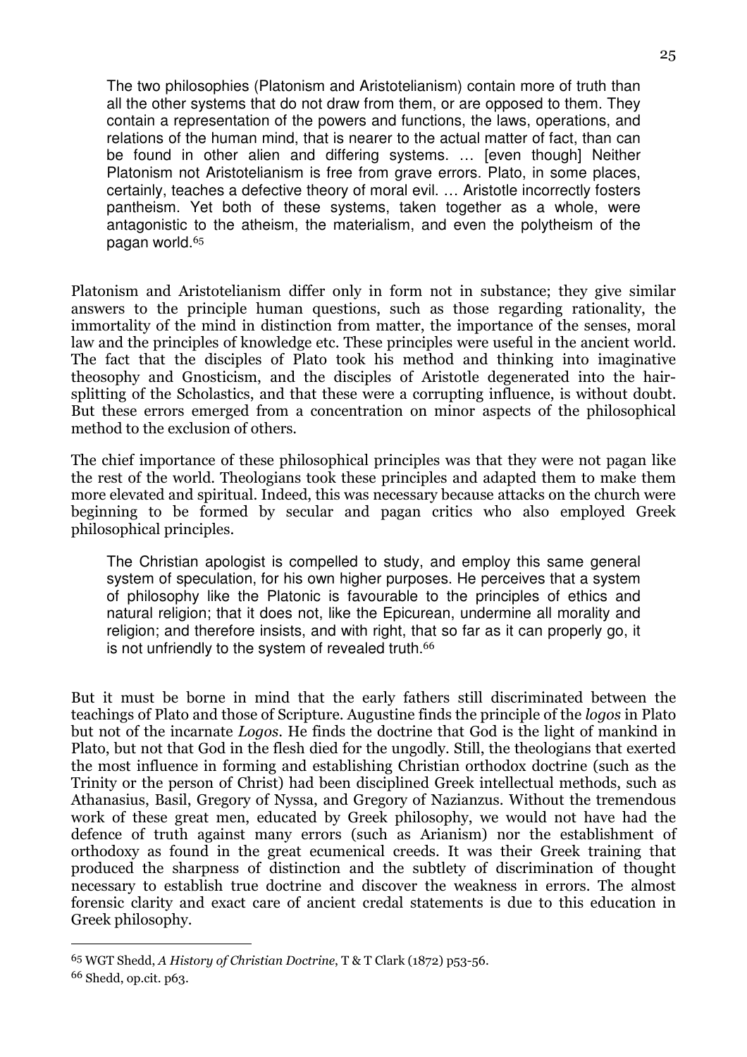> The two philosophies (Platonism and Aristotelianism) contain more of truth than all the other systems that do not draw from them, or are opposed to them. They contain a representation of the powers and functions, the laws, operations, and relations of the human mind, that is nearer to the actual matter of fact, than can be found in other alien and differing systems. … [even though] Neither Platonism not Aristotelianism is free from grave errors. Plato, in some places, certainly, teaches a defective theory of moral evil. … Aristotle incorrectly fosters pantheism. Yet both of these systems, taken together as a whole, were antagonistic to the atheism, the materialism, and even the polytheism of the pagan world.[65]

Platonism and Aristotelianism differ only in form not in substance; they give similar answers to the principle human questions, such as those regarding rationality, the immortality of the mind in distinction from matter, the importance of the senses, moral law and the principles of knowledge etc. These principles were useful in the ancient world. The fact that the disciples of Plato took his method and thinking into imaginative theosophy and Gnosticism, and the disciples of Aristotle degenerated into the hair-splitting of the Scholastics, and that these were a corrupting influence, is without doubt. But these errors emerged from a concentration on minor aspects of the philosophical method to the exclusion of others.

The chief importance of these philosophical principles was that they were not pagan like the rest of the world. Theologians took these principles and adapted them to make them more elevated and spiritual. Indeed, this was necessary because attacks on the church were beginning to be formed by secular and pagan critics who also employed Greek philosophical principles.

> The Christian apologist is compelled to study, and employ this same general system of speculation, for his own higher purposes. He perceives that a system of philosophy like the Platonic is favourable to the principles of ethics and natural religion; that it does not, like the Epicurean, undermine all morality and religion; and therefore insists, and with right, that so far as it can properly go, it is not unfriendly to the system of revealed truth.[66]

But it must be borne in mind that the early fathers still discriminated between the teachings of Plato and those of Scripture. Augustine finds the principle of the *logos* in Plato but not of the incarnate *Logos*. He finds the doctrine that God is the light of mankind in Plato, but not that God in the flesh died for the ungodly. Still, the theologians that exerted the most influence in forming and establishing Christian orthodox doctrine (such as the Trinity or the person of Christ) had been disciplined Greek intellectual methods, such as Athanasius, Basil, Gregory of Nyssa, and Gregory of Nazianzus. Without the tremendous work of these great men, educated by Greek philosophy, we would not have had the defence of truth against many errors (such as Arianism) nor the establishment of orthodoxy as found in the great ecumenical creeds. It was their Greek training that produced the sharpness of distinction and the subtlety of discrimination of thought necessary to establish true doctrine and discover the weakness in errors. The almost forensic clarity and exact care of ancient credal statements is due to this education in Greek philosophy.

---

[65] WGT Shedd, *A History of Christian Doctrine*, T & T Clark (1872) p53-56.

[66] Shedd, op.cit. p63.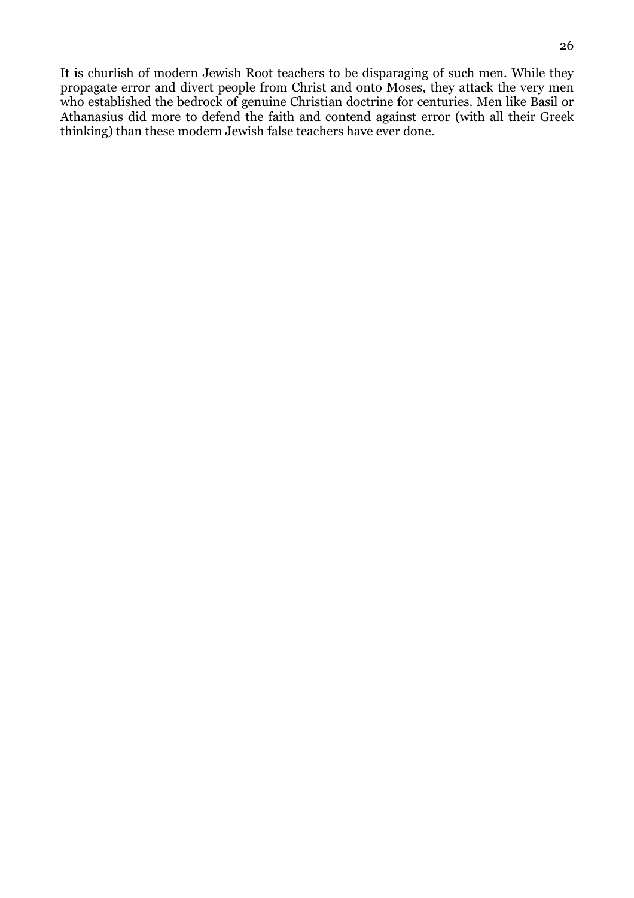It is churlish of modern Jewish Root teachers to be disparaging of such men. While they propagate error and divert people from Christ and onto Moses, they attack the very men who established the bedrock of genuine Christian doctrine for centuries. Men like Basil or Athanasius did more to defend the faith and contend against error (with all their Greek thinking) than these modern Jewish false teachers have ever done.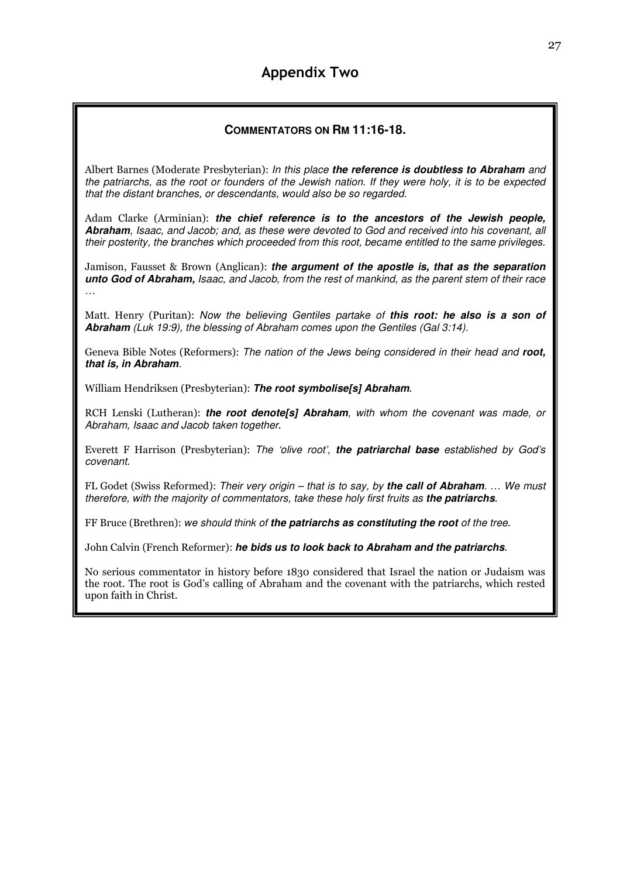## Appendix Two

### COMMENTATORS ON RM 11:16-18.

Albert Barnes (Moderate Presbyterian): *In this place **the reference is doubtless to Abraham** and the patriarchs, as the root or founders of the Jewish nation. If they were holy, it is to be expected that the distant branches, or descendants, would also be so regarded.*

Adam Clarke (Arminian): ***the chief reference is to the ancestors of the Jewish people, Abraham**, Isaac, and Jacob; and, as these were devoted to God and received into his covenant, all their posterity, the branches which proceeded from this root, became entitled to the same privileges.*

Jamison, Fausset & Brown (Anglican): ***the argument of the apostle is, that as the separation unto God of Abraham,** Isaac, and Jacob, from the rest of mankind, as the parent stem of their race …*

Matt. Henry (Puritan): *Now the believing Gentiles partake of **this root: he also is a son of Abraham** (Luk 19:9), the blessing of Abraham comes upon the Gentiles (Gal 3:14).*

Geneva Bible Notes (Reformers): *The nation of the Jews being considered in their head and **root, that is, in Abraham**.*

William Hendriksen (Presbyterian): ***The root symbolise[s] Abraham**.*

RCH Lenski (Lutheran): ***the root denote[s] Abraham**, with whom the covenant was made, or Abraham, Isaac and Jacob taken together.*

Everett F Harrison (Presbyterian): *The 'olive root', **the patriarchal base** established by God's covenant.*

FL Godet (Swiss Reformed): *Their very origin – that is to say, by **the call of Abraham**. … We must therefore, with the majority of commentators, take these holy first fruits as **the patriarchs**.*

FF Bruce (Brethren): *we should think of **the patriarchs as constituting the root** of the tree.*

John Calvin (French Reformer): ***he bids us to look back to Abraham and the patriarchs**.*

No serious commentator in history before 1830 considered that Israel the nation or Judaism was the root. The root is God's calling of Abraham and the covenant with the patriarchs, which rested upon faith in Christ.